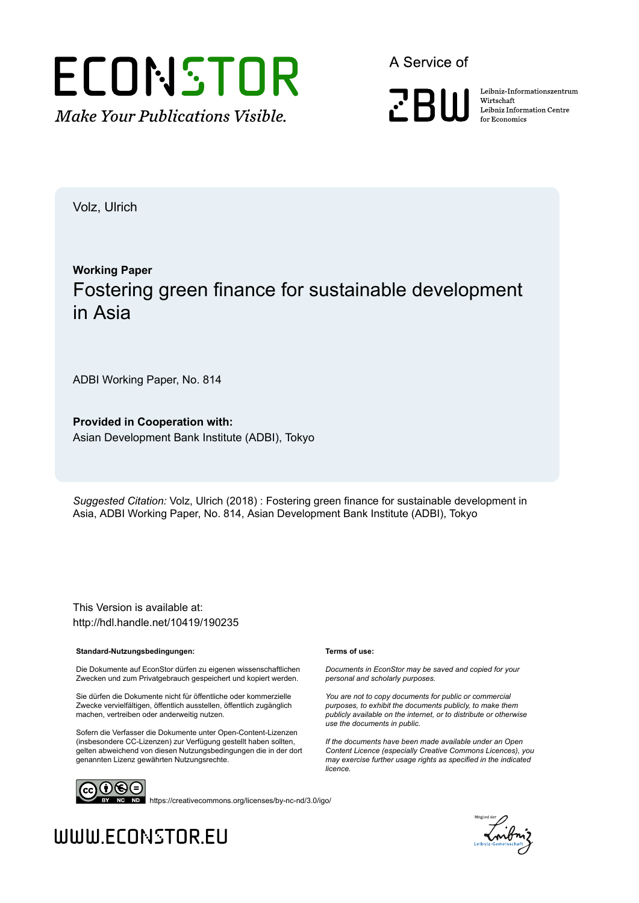# ECONSTOR

*Make Your Publications Visible.*

A Service of

ZBW

Leibniz-Informationszentrum Wirtschaft
Leibniz Information Centre for Economics

Volz, Ulrich

**Working Paper**

# Fostering green finance for sustainable development in Asia

ADBI Working Paper, No. 814

**Provided in Cooperation with:**
Asian Development Bank Institute (ADBI), Tokyo

*Suggested Citation:* Volz, Ulrich (2018) : Fostering green finance for sustainable development in Asia, ADBI Working Paper, No. 814, Asian Development Bank Institute (ADBI), Tokyo

This Version is available at:
http://hdl.handle.net/10419/190235

**Standard-Nutzungsbedingungen:**

Die Dokumente auf EconStor dürfen zu eigenen wissenschaftlichen Zwecken und zum Privatgebrauch gespeichert und kopiert werden.

Sie dürfen die Dokumente nicht für öffentliche oder kommerzielle Zwecke vervielfältigen, öffentlich ausstellen, öffentlich zugänglich machen, vertreiben oder anderweitig nutzen.

Sofern die Verfasser die Dokumente unter Open-Content-Lizenzen (insbesondere CC-Lizenzen) zur Verfügung gestellt haben sollten, gelten abweichend von diesen Nutzungsbedingungen die in der dort genannten Lizenz gewährten Nutzungsrechte.

**Terms of use:**

*Documents in EconStor may be saved and copied for your personal and scholarly purposes.*

*You are not to copy documents for public or commercial purposes, to exhibit the documents publicly, to make them publicly available on the internet, or to distribute or otherwise use the documents in public.*

*If the documents have been made available under an Open Content Licence (especially Creative Commons Licences), you may exercise further usage rights as specified in the indicated licence.*

https://creativecommons.org/licenses/by-nc-nd/3.0/igo/

WWW.ECONSTOR.EU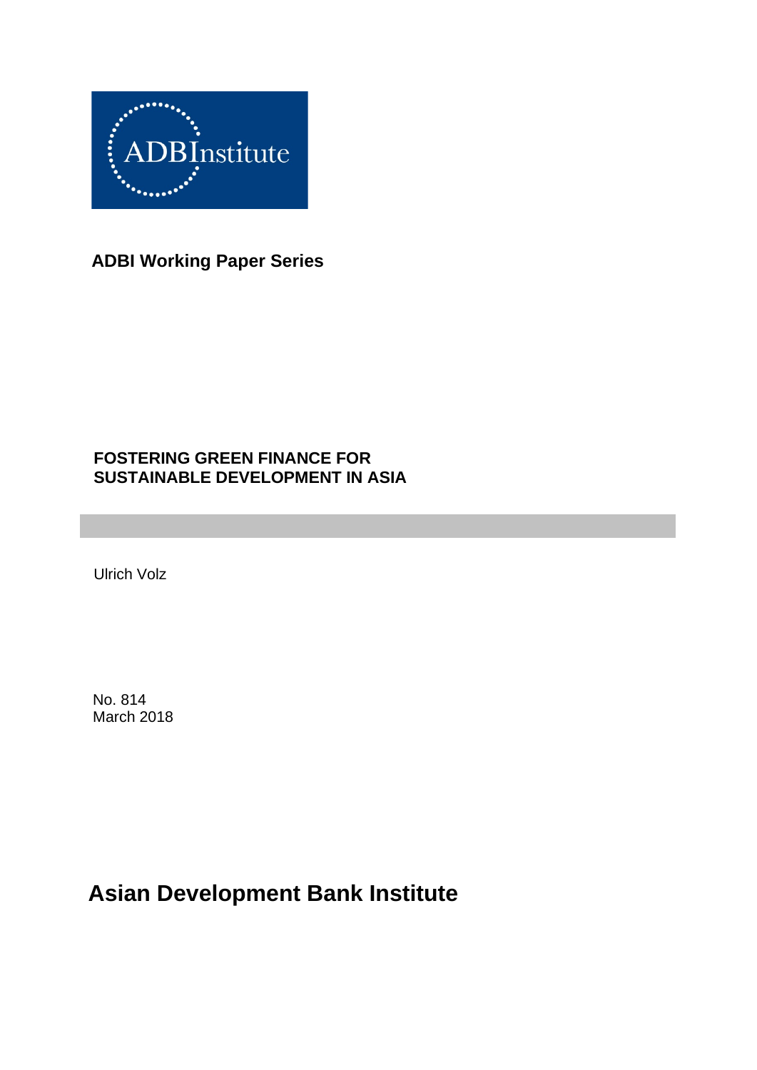ADBInstitute

**ADBI Working Paper Series**

**FOSTERING GREEN FINANCE FOR SUSTAINABLE DEVELOPMENT IN ASIA**

Ulrich Volz

No. 814
March 2018

**Asian Development Bank Institute**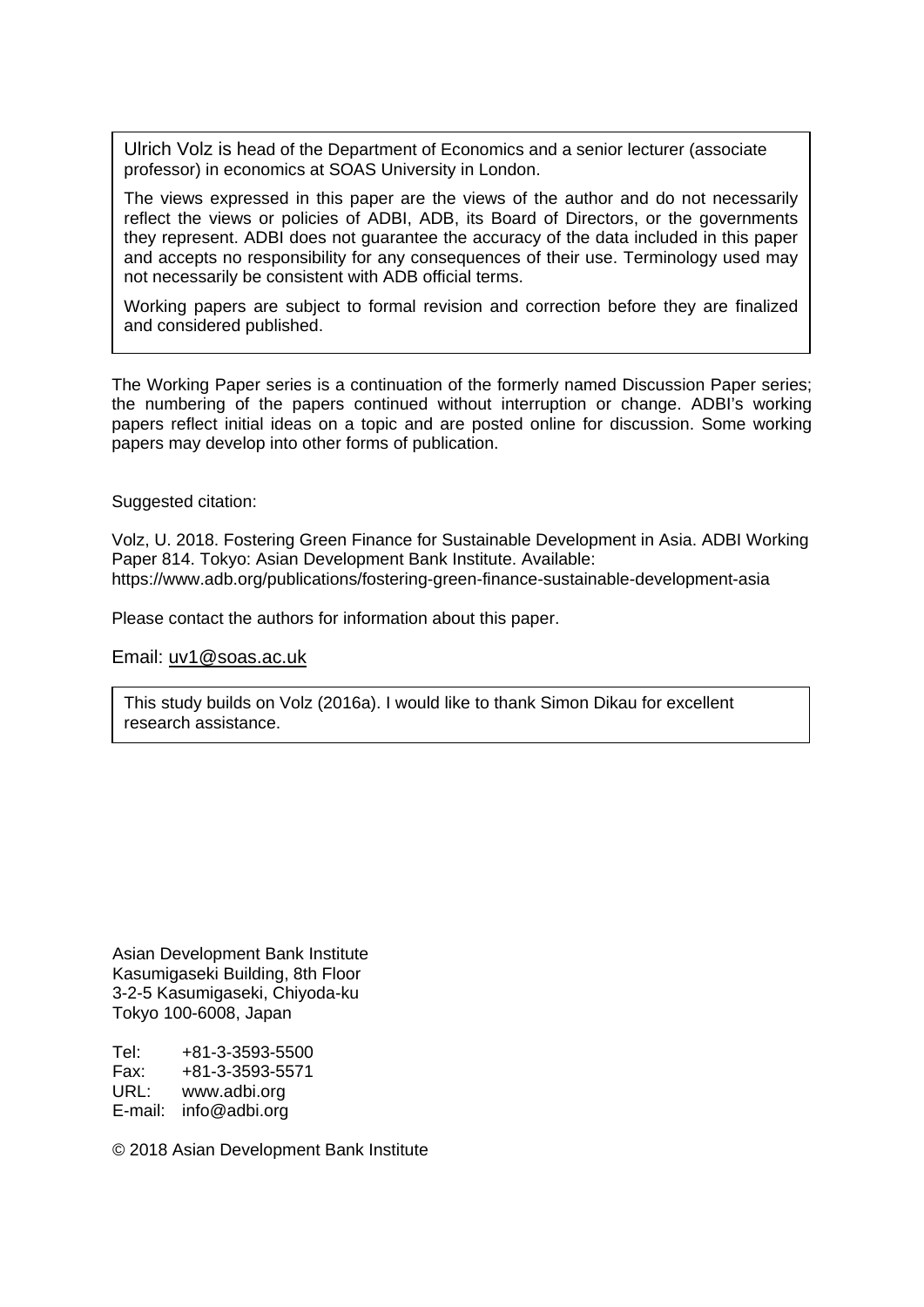Ulrich Volz is head of the Department of Economics and a senior lecturer (associate professor) in economics at SOAS University in London.

The views expressed in this paper are the views of the author and do not necessarily reflect the views or policies of ADBI, ADB, its Board of Directors, or the governments they represent. ADBI does not guarantee the accuracy of the data included in this paper and accepts no responsibility for any consequences of their use. Terminology used may not necessarily be consistent with ADB official terms.

Working papers are subject to formal revision and correction before they are finalized and considered published.

The Working Paper series is a continuation of the formerly named Discussion Paper series; the numbering of the papers continued without interruption or change. ADBI's working papers reflect initial ideas on a topic and are posted online for discussion. Some working papers may develop into other forms of publication.

Suggested citation:

Volz, U. 2018. Fostering Green Finance for Sustainable Development in Asia. ADBI Working Paper 814. Tokyo: Asian Development Bank Institute. Available: https://www.adb.org/publications/fostering-green-finance-sustainable-development-asia

Please contact the authors for information about this paper.

Email: uv1@soas.ac.uk

This study builds on Volz (2016a). I would like to thank Simon Dikau for excellent research assistance.

Asian Development Bank Institute
Kasumigaseki Building, 8th Floor
3-2-5 Kasumigaseki, Chiyoda-ku
Tokyo 100-6008, Japan

Tel: +81-3-3593-5500
Fax: +81-3-3593-5571
URL: www.adbi.org
E-mail: info@adbi.org

© 2018 Asian Development Bank Institute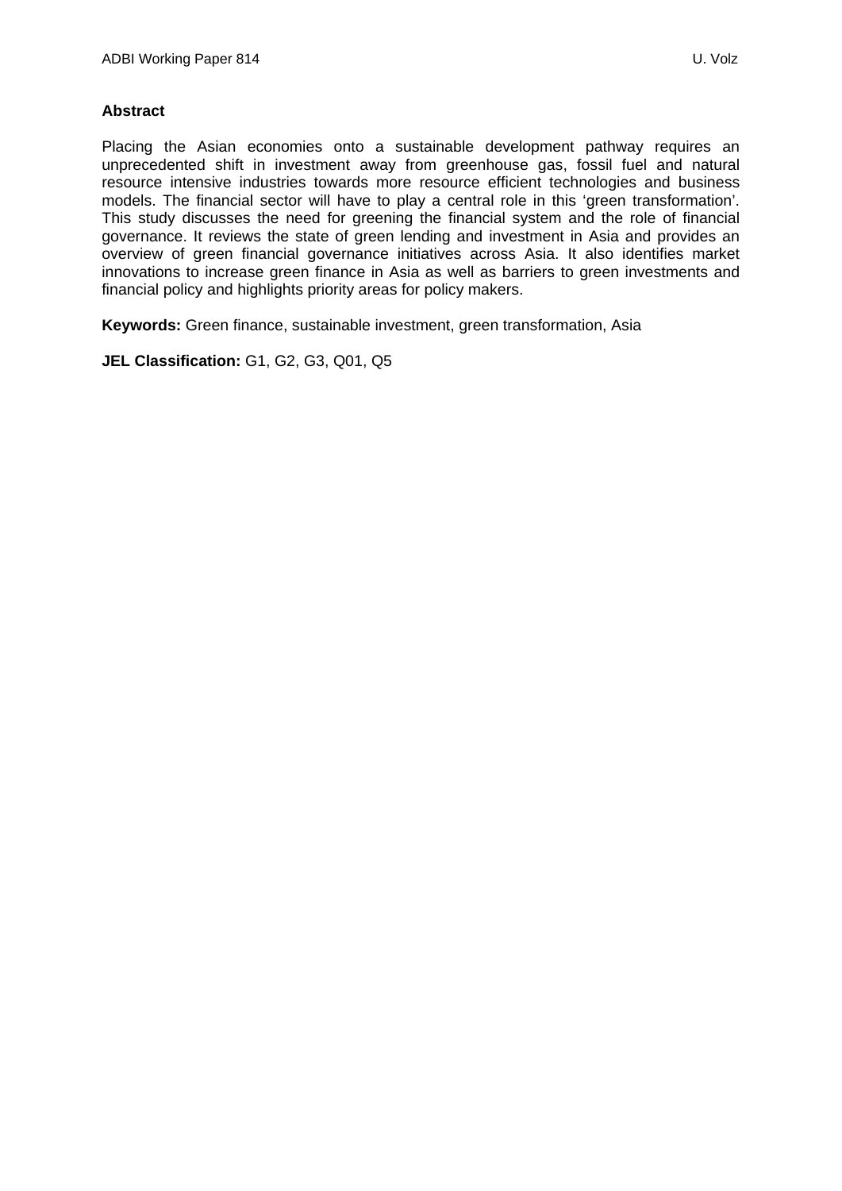**Abstract**

Placing the Asian economies onto a sustainable development pathway requires an unprecedented shift in investment away from greenhouse gas, fossil fuel and natural resource intensive industries towards more resource efficient technologies and business models. The financial sector will have to play a central role in this 'green transformation'. This study discusses the need for greening the financial system and the role of financial governance. It reviews the state of green lending and investment in Asia and provides an overview of green financial governance initiatives across Asia. It also identifies market innovations to increase green finance in Asia as well as barriers to green investments and financial policy and highlights priority areas for policy makers.

**Keywords:** Green finance, sustainable investment, green transformation, Asia

**JEL Classification:** G1, G2, G3, Q01, Q5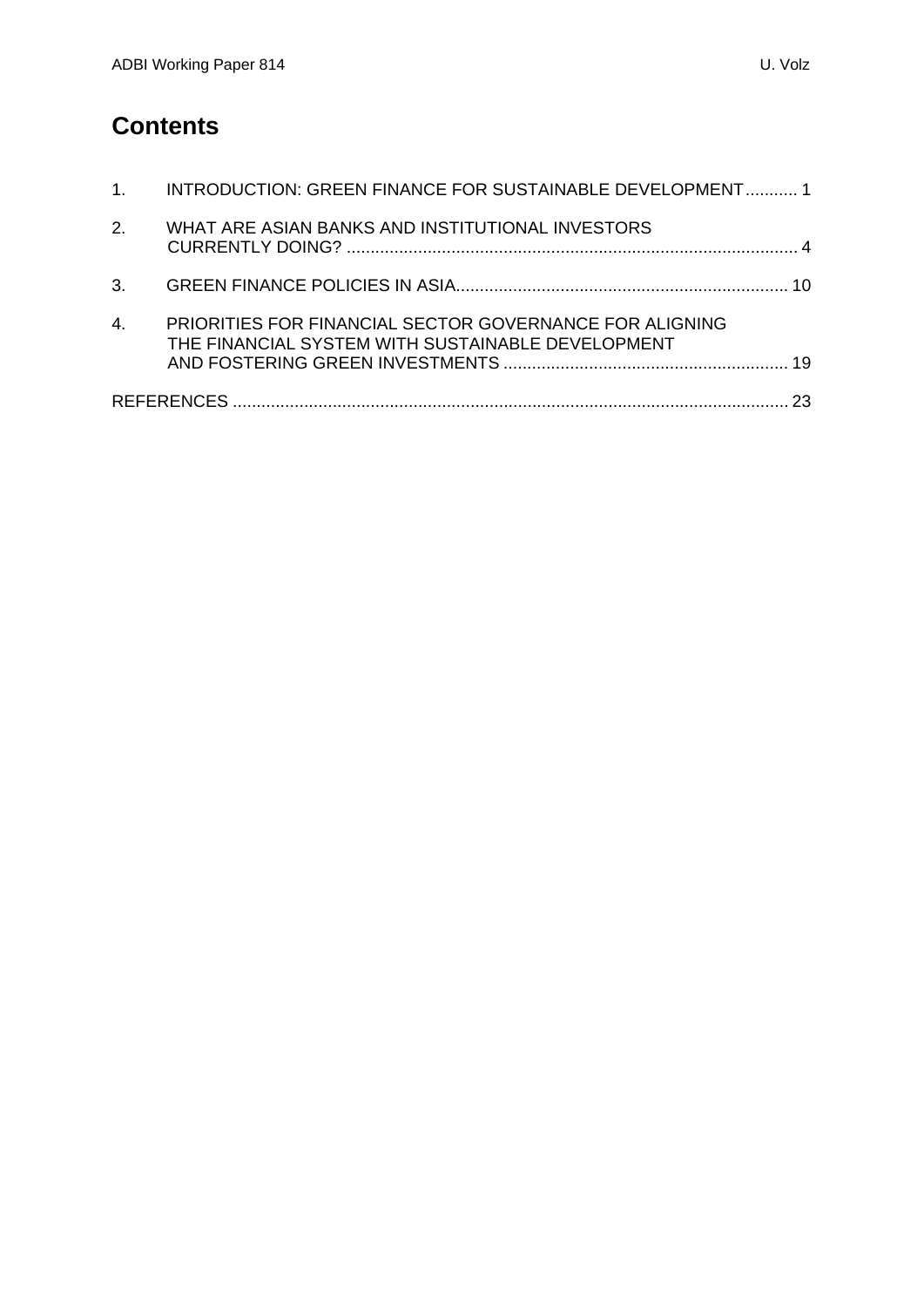# Contents

1. INTRODUCTION: GREEN FINANCE FOR SUSTAINABLE DEVELOPMENT ........... 1

2. WHAT ARE ASIAN BANKS AND INSTITUTIONAL INVESTORS CURRENTLY DOING? ............................................................................................. 4

3. GREEN FINANCE POLICIES IN ASIA...................................................................... 10

4. PRIORITIES FOR FINANCIAL SECTOR GOVERNANCE FOR ALIGNING THE FINANCIAL SYSTEM WITH SUSTAINABLE DEVELOPMENT AND FOSTERING GREEN INVESTMENTS ........................................................... 19

REFERENCES .................................................................................................................... 23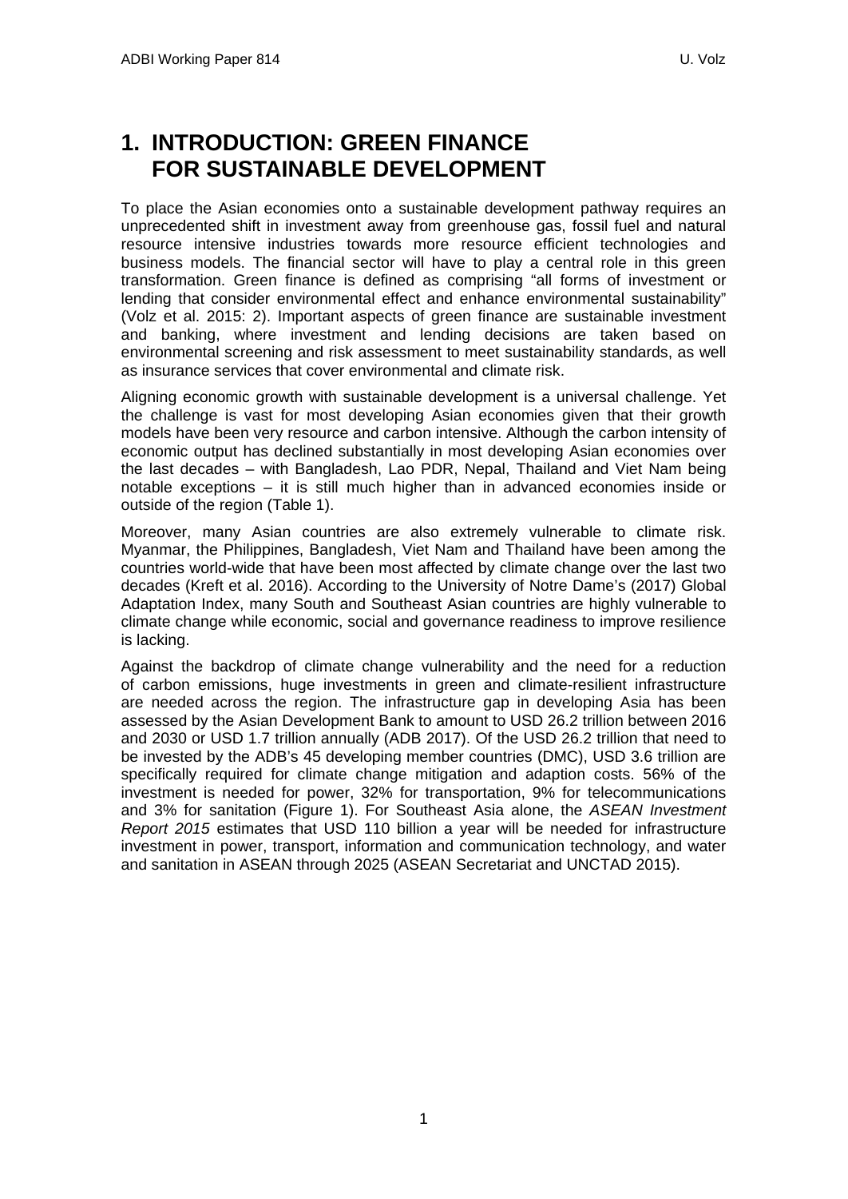# 1. INTRODUCTION: GREEN FINANCE FOR SUSTAINABLE DEVELOPMENT

To place the Asian economies onto a sustainable development pathway requires an unprecedented shift in investment away from greenhouse gas, fossil fuel and natural resource intensive industries towards more resource efficient technologies and business models. The financial sector will have to play a central role in this green transformation. Green finance is defined as comprising "all forms of investment or lending that consider environmental effect and enhance environmental sustainability" (Volz et al. 2015: 2). Important aspects of green finance are sustainable investment and banking, where investment and lending decisions are taken based on environmental screening and risk assessment to meet sustainability standards, as well as insurance services that cover environmental and climate risk.

Aligning economic growth with sustainable development is a universal challenge. Yet the challenge is vast for most developing Asian economies given that their growth models have been very resource and carbon intensive. Although the carbon intensity of economic output has declined substantially in most developing Asian economies over the last decades – with Bangladesh, Lao PDR, Nepal, Thailand and Viet Nam being notable exceptions – it is still much higher than in advanced economies inside or outside of the region (Table 1).

Moreover, many Asian countries are also extremely vulnerable to climate risk. Myanmar, the Philippines, Bangladesh, Viet Nam and Thailand have been among the countries world-wide that have been most affected by climate change over the last two decades (Kreft et al. 2016). According to the University of Notre Dame's (2017) Global Adaptation Index, many South and Southeast Asian countries are highly vulnerable to climate change while economic, social and governance readiness to improve resilience is lacking.

Against the backdrop of climate change vulnerability and the need for a reduction of carbon emissions, huge investments in green and climate-resilient infrastructure are needed across the region. The infrastructure gap in developing Asia has been assessed by the Asian Development Bank to amount to USD 26.2 trillion between 2016 and 2030 or USD 1.7 trillion annually (ADB 2017). Of the USD 26.2 trillion that need to be invested by the ADB's 45 developing member countries (DMC), USD 3.6 trillion are specifically required for climate change mitigation and adaption costs. 56% of the investment is needed for power, 32% for transportation, 9% for telecommunications and 3% for sanitation (Figure 1). For Southeast Asia alone, the *ASEAN Investment Report 2015* estimates that USD 110 billion a year will be needed for infrastructure investment in power, transport, information and communication technology, and water and sanitation in ASEAN through 2025 (ASEAN Secretariat and UNCTAD 2015).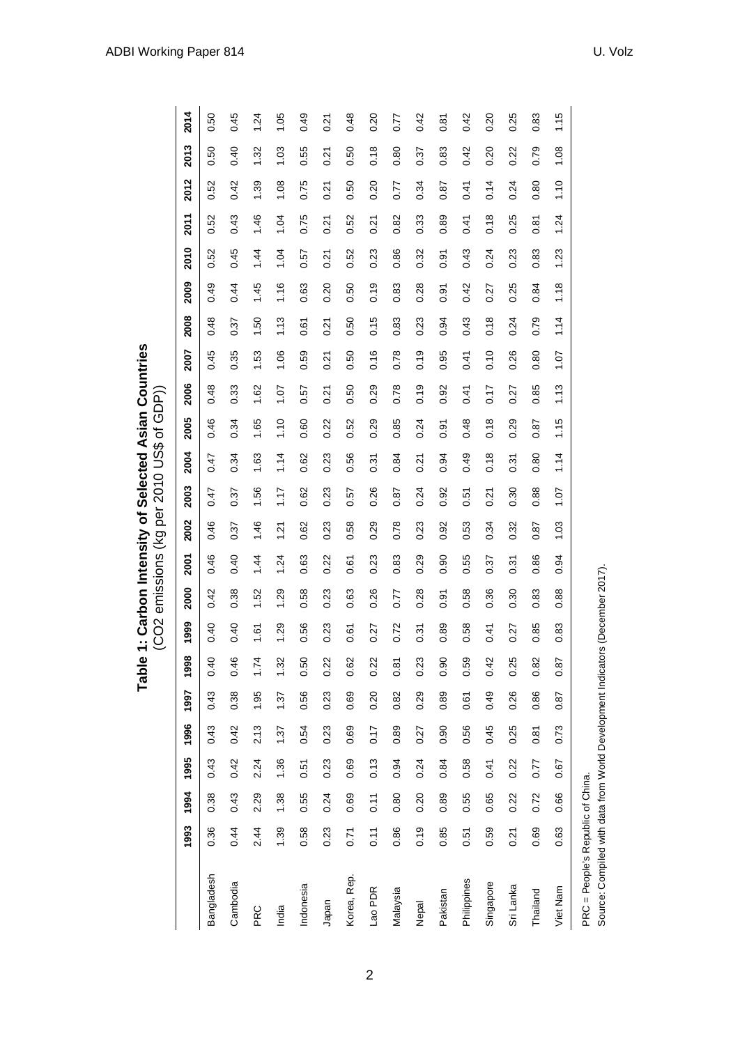**Table 1: Carbon Intensity of Selected Asian Countries**
(CO2 emissions (kg per 2010 US$ of GDP))

| | 1993 | 1994 | 1995 | 1996 | 1997 | 1998 | 1999 | 2000 | 2001 | 2002 | 2003 | 2004 | 2005 | 2006 | 2007 | 2008 | 2009 | 2010 | 2011 | 2012 | 2013 | 2014 |
|---|---|---|---|---|---|---|---|---|---|---|---|---|---|---|---|---|---|---|---|---|---|---|
| Bangladesh | 0.36 | 0.38 | 0.43 | 0.43 | 0.43 | 0.40 | 0.40 | 0.42 | 0.46 | 0.46 | 0.47 | 0.47 | 0.46 | 0.48 | 0.45 | 0.48 | 0.49 | 0.52 | 0.52 | 0.52 | 0.50 | 0.50 |
| Cambodia | 0.44 | 0.43 | 0.42 | 0.42 | 0.38 | 0.46 | 0.40 | 0.38 | 0.40 | 0.37 | 0.37 | 0.34 | 0.34 | 0.33 | 0.35 | 0.37 | 0.44 | 0.45 | 0.43 | 0.42 | 0.40 | 0.45 |
| PRC | 2.44 | 2.29 | 2.24 | 2.13 | 1.95 | 1.74 | 1.61 | 1.52 | 1.44 | 1.46 | 1.56 | 1.63 | 1.65 | 1.62 | 1.53 | 1.50 | 1.45 | 1.44 | 1.46 | 1.39 | 1.32 | 1.24 |
| India | 1.39 | 1.38 | 1.36 | 1.37 | 1.37 | 1.32 | 1.29 | 1.29 | 1.24 | 1.21 | 1.17 | 1.14 | 1.10 | 1.07 | 1.06 | 1.13 | 1.16 | 1.04 | 1.04 | 1.08 | 1.03 | 1.05 |
| Indonesia | 0.58 | 0.55 | 0.51 | 0.54 | 0.56 | 0.50 | 0.56 | 0.58 | 0.63 | 0.62 | 0.62 | 0.62 | 0.60 | 0.57 | 0.59 | 0.61 | 0.63 | 0.57 | 0.75 | 0.75 | 0.55 | 0.49 |
| Japan | 0.23 | 0.24 | 0.23 | 0.23 | 0.23 | 0.22 | 0.23 | 0.23 | 0.22 | 0.23 | 0.23 | 0.23 | 0.22 | 0.21 | 0.21 | 0.21 | 0.20 | 0.21 | 0.21 | 0.21 | 0.21 | 0.21 |
| Korea, Rep. | 0.71 | 0.69 | 0.69 | 0.69 | 0.69 | 0.62 | 0.61 | 0.63 | 0.61 | 0.58 | 0.57 | 0.56 | 0.52 | 0.50 | 0.50 | 0.50 | 0.50 | 0.52 | 0.52 | 0.50 | 0.50 | 0.48 |
| Lao PDR | 0.11 | 0.11 | 0.13 | 0.17 | 0.20 | 0.22 | 0.27 | 0.26 | 0.23 | 0.29 | 0.26 | 0.31 | 0.29 | 0.29 | 0.16 | 0.15 | 0.19 | 0.23 | 0.21 | 0.20 | 0.18 | 0.20 |
| Malaysia | 0.86 | 0.80 | 0.94 | 0.89 | 0.82 | 0.81 | 0.72 | 0.77 | 0.83 | 0.78 | 0.87 | 0.84 | 0.85 | 0.78 | 0.78 | 0.83 | 0.83 | 0.86 | 0.82 | 0.77 | 0.80 | 0.77 |
| Nepal | 0.19 | 0.20 | 0.24 | 0.27 | 0.29 | 0.23 | 0.31 | 0.28 | 0.29 | 0.23 | 0.24 | 0.21 | 0.24 | 0.19 | 0.19 | 0.23 | 0.28 | 0.32 | 0.33 | 0.34 | 0.37 | 0.42 |
| Pakistan | 0.85 | 0.89 | 0.84 | 0.90 | 0.89 | 0.90 | 0.89 | 0.91 | 0.90 | 0.92 | 0.92 | 0.94 | 0.91 | 0.92 | 0.95 | 0.94 | 0.91 | 0.91 | 0.89 | 0.87 | 0.83 | 0.81 |
| Philippines | 0.51 | 0.55 | 0.58 | 0.56 | 0.61 | 0.59 | 0.58 | 0.58 | 0.55 | 0.53 | 0.51 | 0.49 | 0.48 | 0.41 | 0.41 | 0.43 | 0.42 | 0.43 | 0.41 | 0.41 | 0.42 | 0.42 |
| Singapore | 0.59 | 0.65 | 0.41 | 0.45 | 0.49 | 0.42 | 0.41 | 0.36 | 0.37 | 0.34 | 0.21 | 0.18 | 0.18 | 0.17 | 0.10 | 0.18 | 0.27 | 0.24 | 0.18 | 0.14 | 0.20 | 0.20 |
| Sri Lanka | 0.21 | 0.22 | 0.22 | 0.25 | 0.26 | 0.25 | 0.27 | 0.30 | 0.31 | 0.32 | 0.30 | 0.31 | 0.29 | 0.27 | 0.26 | 0.24 | 0.25 | 0.23 | 0.25 | 0.24 | 0.22 | 0.25 |
| Thailand | 0.69 | 0.72 | 0.77 | 0.81 | 0.86 | 0.82 | 0.85 | 0.83 | 0.86 | 0.87 | 0.88 | 0.80 | 0.87 | 0.85 | 0.80 | 0.79 | 0.84 | 0.83 | 0.81 | 0.80 | 0.79 | 0.83 |
| Viet Nam | 0.63 | 0.66 | 0.67 | 0.73 | 0.87 | 0.87 | 0.83 | 0.88 | 0.94 | 1.03 | 1.07 | 1.14 | 1.15 | 1.13 | 1.07 | 1.14 | 1.18 | 1.23 | 1.24 | 1.10 | 1.08 | 1.15 |

PRC = People's Republic of China.
Source: Compiled with data from World Development Indicators (December 2017).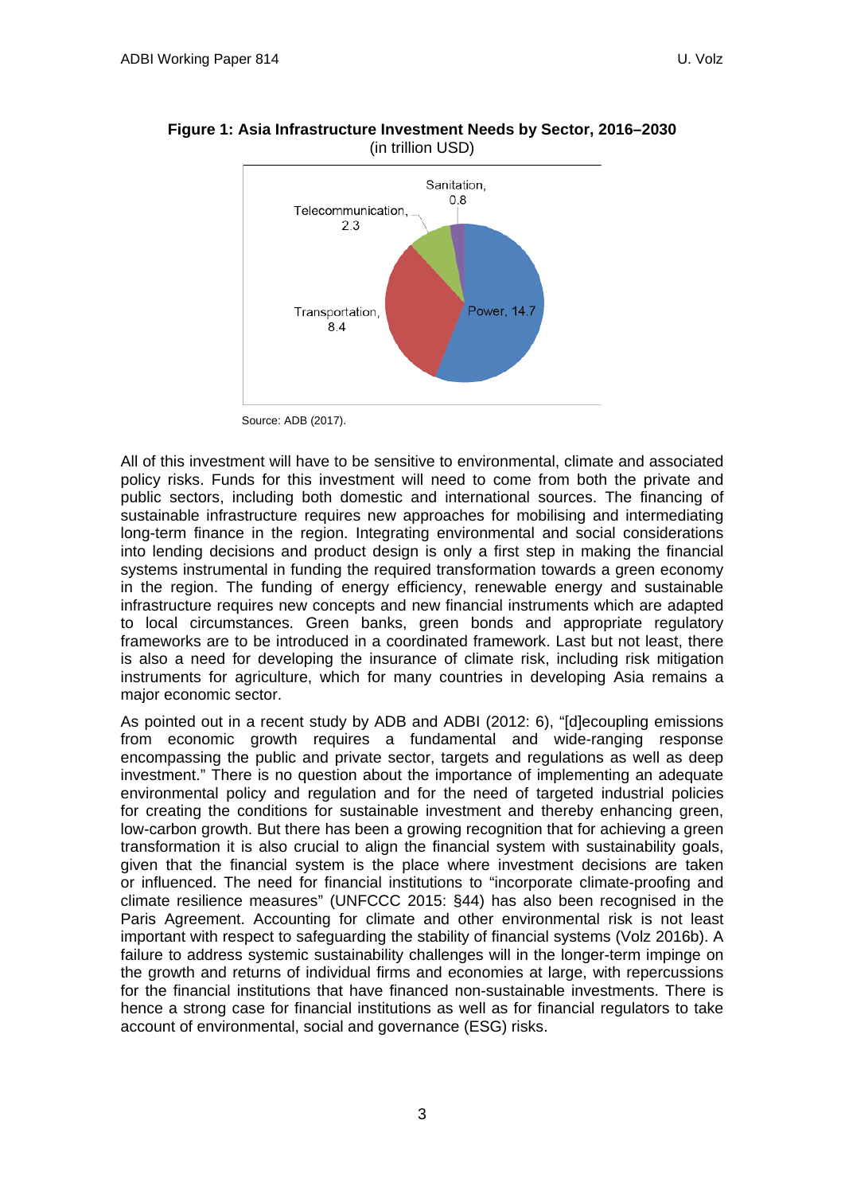**Figure 1: Asia Infrastructure Investment Needs by Sector, 2016–2030**
(in trillion USD)

Source: ADB (2017).

All of this investment will have to be sensitive to environmental, climate and associated policy risks. Funds for this investment will need to come from both the private and public sectors, including both domestic and international sources. The financing of sustainable infrastructure requires new approaches for mobilising and intermediating long-term finance in the region. Integrating environmental and social considerations into lending decisions and product design is only a first step in making the financial systems instrumental in funding the required transformation towards a green economy in the region. The funding of energy efficiency, renewable energy and sustainable infrastructure requires new concepts and new financial instruments which are adapted to local circumstances. Green banks, green bonds and appropriate regulatory frameworks are to be introduced in a coordinated framework. Last but not least, there is also a need for developing the insurance of climate risk, including risk mitigation instruments for agriculture, which for many countries in developing Asia remains a major economic sector.

As pointed out in a recent study by ADB and ADBI (2012: 6), "[d]ecoupling emissions from economic growth requires a fundamental and wide-ranging response encompassing the public and private sector, targets and regulations as well as deep investment." There is no question about the importance of implementing an adequate environmental policy and regulation and for the need of targeted industrial policies for creating the conditions for sustainable investment and thereby enhancing green, low-carbon growth. But there has been a growing recognition that for achieving a green transformation it is also crucial to align the financial system with sustainability goals, given that the financial system is the place where investment decisions are taken or influenced. The need for financial institutions to "incorporate climate-proofing and climate resilience measures" (UNFCCC 2015: §44) has also been recognised in the Paris Agreement. Accounting for climate and other environmental risk is not least important with respect to safeguarding the stability of financial systems (Volz 2016b). A failure to address systemic sustainability challenges will in the longer-term impinge on the growth and returns of individual firms and economies at large, with repercussions for the financial institutions that have financed non-sustainable investments. There is hence a strong case for financial institutions as well as for financial regulators to take account of environmental, social and governance (ESG) risks.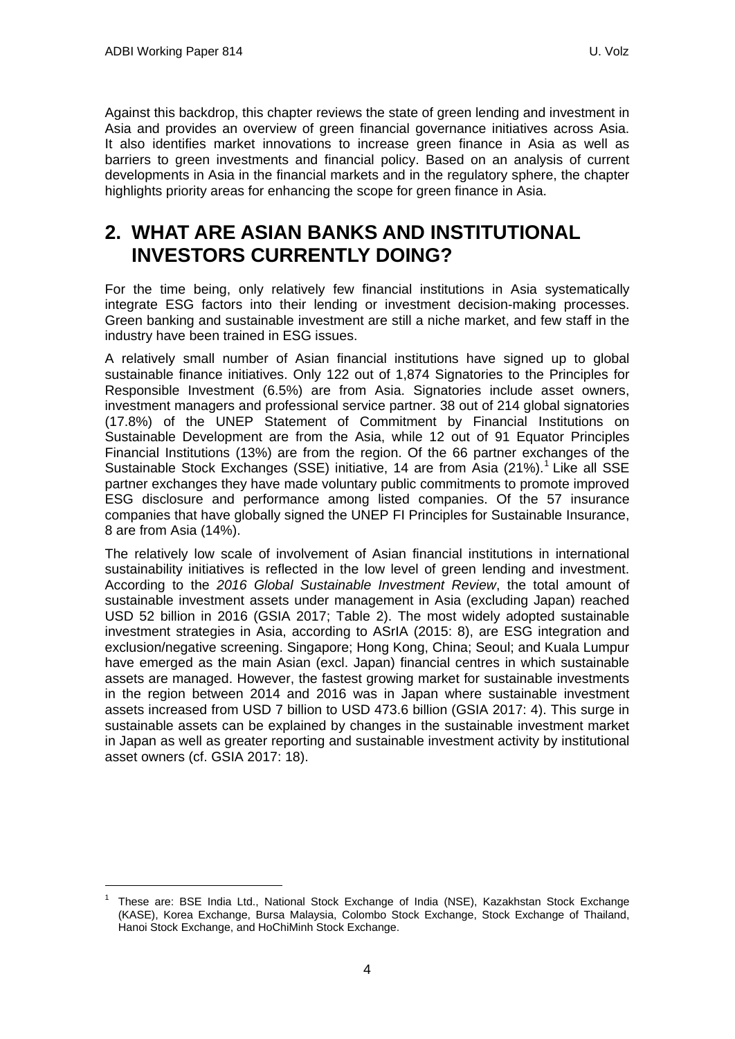Against this backdrop, this chapter reviews the state of green lending and investment in Asia and provides an overview of green financial governance initiatives across Asia. It also identifies market innovations to increase green finance in Asia as well as barriers to green investments and financial policy. Based on an analysis of current developments in Asia in the financial markets and in the regulatory sphere, the chapter highlights priority areas for enhancing the scope for green finance in Asia.

## 2. WHAT ARE ASIAN BANKS AND INSTITUTIONAL INVESTORS CURRENTLY DOING?

For the time being, only relatively few financial institutions in Asia systematically integrate ESG factors into their lending or investment decision-making processes. Green banking and sustainable investment are still a niche market, and few staff in the industry have been trained in ESG issues.

A relatively small number of Asian financial institutions have signed up to global sustainable finance initiatives. Only 122 out of 1,874 Signatories to the Principles for Responsible Investment (6.5%) are from Asia. Signatories include asset owners, investment managers and professional service partner. 38 out of 214 global signatories (17.8%) of the UNEP Statement of Commitment by Financial Institutions on Sustainable Development are from the Asia, while 12 out of 91 Equator Principles Financial Institutions (13%) are from the region. Of the 66 partner exchanges of the Sustainable Stock Exchanges (SSE) initiative, 14 are from Asia (21%).[1] Like all SSE partner exchanges they have made voluntary public commitments to promote improved ESG disclosure and performance among listed companies. Of the 57 insurance companies that have globally signed the UNEP FI Principles for Sustainable Insurance, 8 are from Asia (14%).

The relatively low scale of involvement of Asian financial institutions in international sustainability initiatives is reflected in the low level of green lending and investment. According to the *2016 Global Sustainable Investment Review*, the total amount of sustainable investment assets under management in Asia (excluding Japan) reached USD 52 billion in 2016 (GSIA 2017; Table 2). The most widely adopted sustainable investment strategies in Asia, according to ASrIA (2015: 8), are ESG integration and exclusion/negative screening. Singapore; Hong Kong, China; Seoul; and Kuala Lumpur have emerged as the main Asian (excl. Japan) financial centres in which sustainable assets are managed. However, the fastest growing market for sustainable investments in the region between 2014 and 2016 was in Japan where sustainable investment assets increased from USD 7 billion to USD 473.6 billion (GSIA 2017: 4). This surge in sustainable assets can be explained by changes in the sustainable investment market in Japan as well as greater reporting and sustainable investment activity by institutional asset owners (cf. GSIA 2017: 18).

[1] These are: BSE India Ltd., National Stock Exchange of India (NSE), Kazakhstan Stock Exchange (KASE), Korea Exchange, Bursa Malaysia, Colombo Stock Exchange, Stock Exchange of Thailand, Hanoi Stock Exchange, and HoChiMinh Stock Exchange.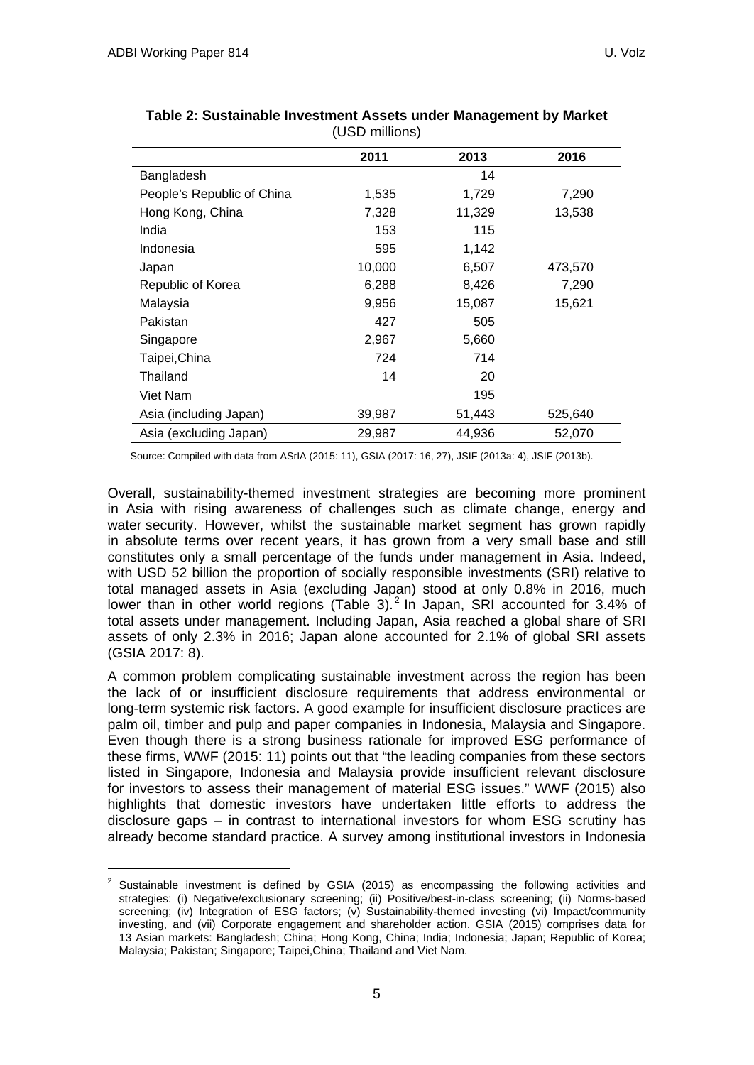**Table 2: Sustainable Investment Assets under Management by Market**
(USD millions)

| | 2011 | 2013 | 2016 |
|---|---|---|---|
| Bangladesh | | 14 | |
| People's Republic of China | 1,535 | 1,729 | 7,290 |
| Hong Kong, China | 7,328 | 11,329 | 13,538 |
| India | 153 | 115 | |
| Indonesia | 595 | 1,142 | |
| Japan | 10,000 | 6,507 | 473,570 |
| Republic of Korea | 6,288 | 8,426 | 7,290 |
| Malaysia | 9,956 | 15,087 | 15,621 |
| Pakistan | 427 | 505 | |
| Singapore | 2,967 | 5,660 | |
| Taipei,China | 724 | 714 | |
| Thailand | 14 | 20 | |
| Viet Nam | | 195 | |
| Asia (including Japan) | 39,987 | 51,443 | 525,640 |
| Asia (excluding Japan) | 29,987 | 44,936 | 52,070 |

Source: Compiled with data from ASrIA (2015: 11), GSIA (2017: 16, 27), JSIF (2013a: 4), JSIF (2013b).

Overall, sustainability-themed investment strategies are becoming more prominent in Asia with rising awareness of challenges such as climate change, energy and water security. However, whilst the sustainable market segment has grown rapidly in absolute terms over recent years, it has grown from a very small base and still constitutes only a small percentage of the funds under management in Asia. Indeed, with USD 52 billion the proportion of socially responsible investments (SRI) relative to total managed assets in Asia (excluding Japan) stood at only 0.8% in 2016, much lower than in other world regions (Table 3).[2] In Japan, SRI accounted for 3.4% of total assets under management. Including Japan, Asia reached a global share of SRI assets of only 2.3% in 2016; Japan alone accounted for 2.1% of global SRI assets (GSIA 2017: 8).

A common problem complicating sustainable investment across the region has been the lack of or insufficient disclosure requirements that address environmental or long-term systemic risk factors. A good example for insufficient disclosure practices are palm oil, timber and pulp and paper companies in Indonesia, Malaysia and Singapore. Even though there is a strong business rationale for improved ESG performance of these firms, WWF (2015: 11) points out that "the leading companies from these sectors listed in Singapore, Indonesia and Malaysia provide insufficient relevant disclosure for investors to assess their management of material ESG issues." WWF (2015) also highlights that domestic investors have undertaken little efforts to address the disclosure gaps – in contrast to international investors for whom ESG scrutiny has already become standard practice. A survey among institutional investors in Indonesia

[2] Sustainable investment is defined by GSIA (2015) as encompassing the following activities and strategies: (i) Negative/exclusionary screening; (ii) Positive/best-in-class screening; (ii) Norms-based screening; (iv) Integration of ESG factors; (v) Sustainability-themed investing (vi) Impact/community investing, and (vii) Corporate engagement and shareholder action. GSIA (2015) comprises data for 13 Asian markets: Bangladesh; China; Hong Kong, China; India; Indonesia; Japan; Republic of Korea; Malaysia; Pakistan; Singapore; Taipei,China; Thailand and Viet Nam.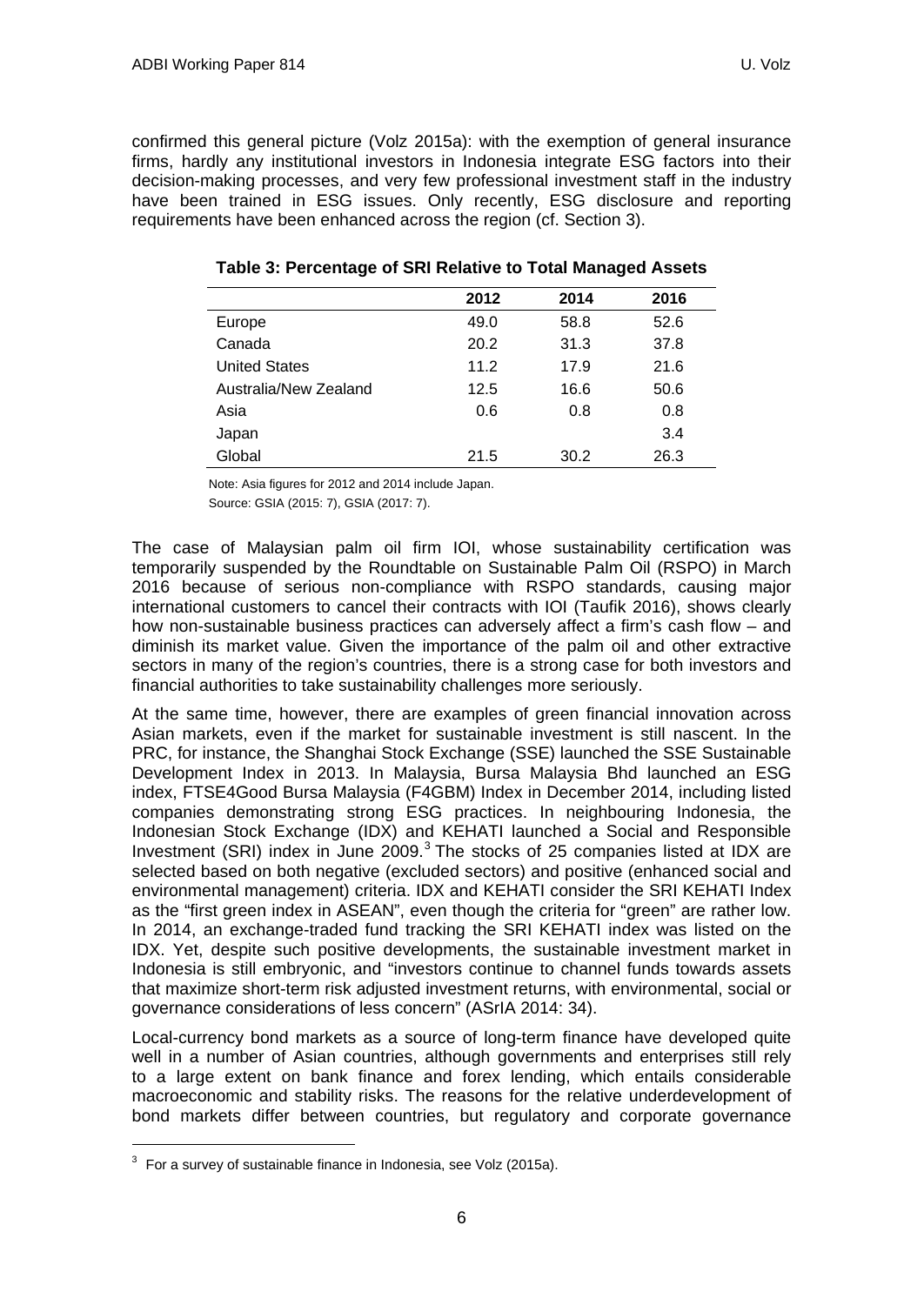confirmed this general picture (Volz 2015a): with the exemption of general insurance firms, hardly any institutional investors in Indonesia integrate ESG factors into their decision-making processes, and very few professional investment staff in the industry have been trained in ESG issues. Only recently, ESG disclosure and reporting requirements have been enhanced across the region (cf. Section 3).

**Table 3: Percentage of SRI Relative to Total Managed Assets**

| | 2012 | 2014 | 2016 |
|---|---|---|---|
| Europe | 49.0 | 58.8 | 52.6 |
| Canada | 20.2 | 31.3 | 37.8 |
| United States | 11.2 | 17.9 | 21.6 |
| Australia/New Zealand | 12.5 | 16.6 | 50.6 |
| Asia | 0.6 | 0.8 | 0.8 |
| Japan | | | 3.4 |
| Global | 21.5 | 30.2 | 26.3 |

Note: Asia figures for 2012 and 2014 include Japan.

Source: GSIA (2015: 7), GSIA (2017: 7).

The case of Malaysian palm oil firm IOI, whose sustainability certification was temporarily suspended by the Roundtable on Sustainable Palm Oil (RSPO) in March 2016 because of serious non-compliance with RSPO standards, causing major international customers to cancel their contracts with IOI (Taufik 2016), shows clearly how non-sustainable business practices can adversely affect a firm's cash flow – and diminish its market value. Given the importance of the palm oil and other extractive sectors in many of the region's countries, there is a strong case for both investors and financial authorities to take sustainability challenges more seriously.

At the same time, however, there are examples of green financial innovation across Asian markets, even if the market for sustainable investment is still nascent. In the PRC, for instance, the Shanghai Stock Exchange (SSE) launched the SSE Sustainable Development Index in 2013. In Malaysia, Bursa Malaysia Bhd launched an ESG index, FTSE4Good Bursa Malaysia (F4GBM) Index in December 2014, including listed companies demonstrating strong ESG practices. In neighbouring Indonesia, the Indonesian Stock Exchange (IDX) and KEHATI launched a Social and Responsible Investment (SRI) index in June 2009.[3] The stocks of 25 companies listed at IDX are selected based on both negative (excluded sectors) and positive (enhanced social and environmental management) criteria. IDX and KEHATI consider the SRI KEHATI Index as the "first green index in ASEAN", even though the criteria for "green" are rather low. In 2014, an exchange-traded fund tracking the SRI KEHATI index was listed on the IDX. Yet, despite such positive developments, the sustainable investment market in Indonesia is still embryonic, and "investors continue to channel funds towards assets that maximize short-term risk adjusted investment returns, with environmental, social or governance considerations of less concern" (ASrIA 2014: 34).

Local-currency bond markets as a source of long-term finance have developed quite well in a number of Asian countries, although governments and enterprises still rely to a large extent on bank finance and forex lending, which entails considerable macroeconomic and stability risks. The reasons for the relative underdevelopment of bond markets differ between countries, but regulatory and corporate governance

[3] For a survey of sustainable finance in Indonesia, see Volz (2015a).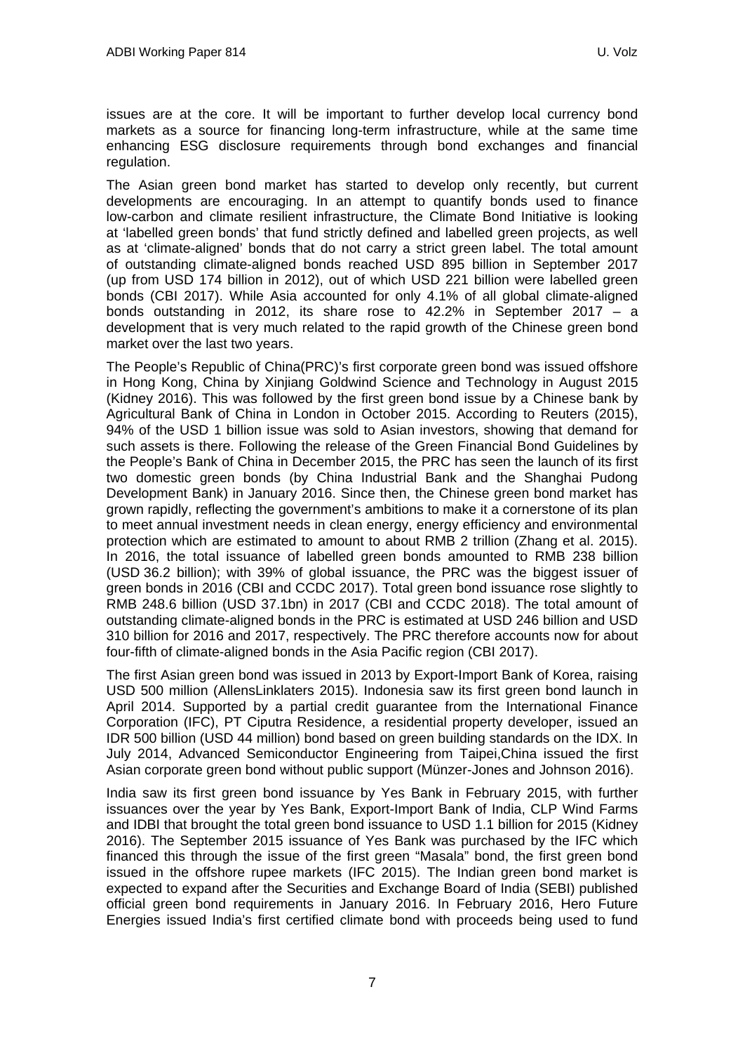issues are at the core. It will be important to further develop local currency bond markets as a source for financing long-term infrastructure, while at the same time enhancing ESG disclosure requirements through bond exchanges and financial regulation.

The Asian green bond market has started to develop only recently, but current developments are encouraging. In an attempt to quantify bonds used to finance low-carbon and climate resilient infrastructure, the Climate Bond Initiative is looking at 'labelled green bonds' that fund strictly defined and labelled green projects, as well as at 'climate-aligned' bonds that do not carry a strict green label. The total amount of outstanding climate-aligned bonds reached USD 895 billion in September 2017 (up from USD 174 billion in 2012), out of which USD 221 billion were labelled green bonds (CBI 2017). While Asia accounted for only 4.1% of all global climate-aligned bonds outstanding in 2012, its share rose to 42.2% in September 2017 – a development that is very much related to the rapid growth of the Chinese green bond market over the last two years.

The People's Republic of China(PRC)'s first corporate green bond was issued offshore in Hong Kong, China by Xinjiang Goldwind Science and Technology in August 2015 (Kidney 2016). This was followed by the first green bond issue by a Chinese bank by Agricultural Bank of China in London in October 2015. According to Reuters (2015), 94% of the USD 1 billion issue was sold to Asian investors, showing that demand for such assets is there. Following the release of the Green Financial Bond Guidelines by the People's Bank of China in December 2015, the PRC has seen the launch of its first two domestic green bonds (by China Industrial Bank and the Shanghai Pudong Development Bank) in January 2016. Since then, the Chinese green bond market has grown rapidly, reflecting the government's ambitions to make it a cornerstone of its plan to meet annual investment needs in clean energy, energy efficiency and environmental protection which are estimated to amount to about RMB 2 trillion (Zhang et al. 2015). In 2016, the total issuance of labelled green bonds amounted to RMB 238 billion (USD 36.2 billion); with 39% of global issuance, the PRC was the biggest issuer of green bonds in 2016 (CBI and CCDC 2017). Total green bond issuance rose slightly to RMB 248.6 billion (USD 37.1bn) in 2017 (CBI and CCDC 2018). The total amount of outstanding climate-aligned bonds in the PRC is estimated at USD 246 billion and USD 310 billion for 2016 and 2017, respectively. The PRC therefore accounts now for about four-fifth of climate-aligned bonds in the Asia Pacific region (CBI 2017).

The first Asian green bond was issued in 2013 by Export-Import Bank of Korea, raising USD 500 million (AllensLinklaters 2015). Indonesia saw its first green bond launch in April 2014. Supported by a partial credit guarantee from the International Finance Corporation (IFC), PT Ciputra Residence, a residential property developer, issued an IDR 500 billion (USD 44 million) bond based on green building standards on the IDX. In July 2014, Advanced Semiconductor Engineering from Taipei,China issued the first Asian corporate green bond without public support (Münzer-Jones and Johnson 2016).

India saw its first green bond issuance by Yes Bank in February 2015, with further issuances over the year by Yes Bank, Export-Import Bank of India, CLP Wind Farms and IDBI that brought the total green bond issuance to USD 1.1 billion for 2015 (Kidney 2016). The September 2015 issuance of Yes Bank was purchased by the IFC which financed this through the issue of the first green "Masala" bond, the first green bond issued in the offshore rupee markets (IFC 2015). The Indian green bond market is expected to expand after the Securities and Exchange Board of India (SEBI) published official green bond requirements in January 2016. In February 2016, Hero Future Energies issued India's first certified climate bond with proceeds being used to fund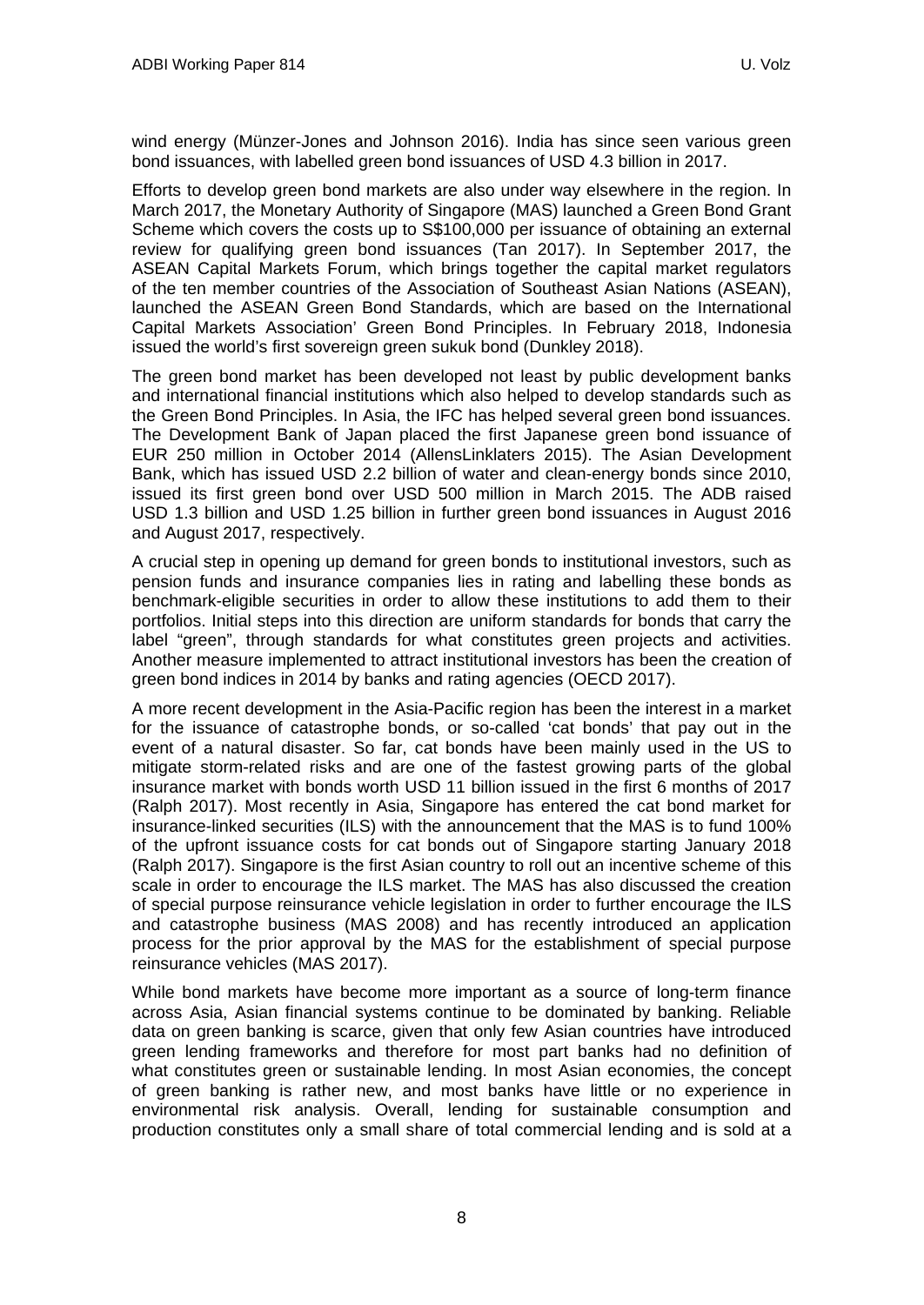wind energy (Münzer-Jones and Johnson 2016). India has since seen various green bond issuances, with labelled green bond issuances of USD 4.3 billion in 2017.

Efforts to develop green bond markets are also under way elsewhere in the region. In March 2017, the Monetary Authority of Singapore (MAS) launched a Green Bond Grant Scheme which covers the costs up to S$100,000 per issuance of obtaining an external review for qualifying green bond issuances (Tan 2017). In September 2017, the ASEAN Capital Markets Forum, which brings together the capital market regulators of the ten member countries of the Association of Southeast Asian Nations (ASEAN), launched the ASEAN Green Bond Standards, which are based on the International Capital Markets Association' Green Bond Principles. In February 2018, Indonesia issued the world's first sovereign green sukuk bond (Dunkley 2018).

The green bond market has been developed not least by public development banks and international financial institutions which also helped to develop standards such as the Green Bond Principles. In Asia, the IFC has helped several green bond issuances. The Development Bank of Japan placed the first Japanese green bond issuance of EUR 250 million in October 2014 (AllensLinklaters 2015). The Asian Development Bank, which has issued USD 2.2 billion of water and clean-energy bonds since 2010, issued its first green bond over USD 500 million in March 2015. The ADB raised USD 1.3 billion and USD 1.25 billion in further green bond issuances in August 2016 and August 2017, respectively.

A crucial step in opening up demand for green bonds to institutional investors, such as pension funds and insurance companies lies in rating and labelling these bonds as benchmark-eligible securities in order to allow these institutions to add them to their portfolios. Initial steps into this direction are uniform standards for bonds that carry the label "green", through standards for what constitutes green projects and activities. Another measure implemented to attract institutional investors has been the creation of green bond indices in 2014 by banks and rating agencies (OECD 2017).

A more recent development in the Asia-Pacific region has been the interest in a market for the issuance of catastrophe bonds, or so-called 'cat bonds' that pay out in the event of a natural disaster. So far, cat bonds have been mainly used in the US to mitigate storm-related risks and are one of the fastest growing parts of the global insurance market with bonds worth USD 11 billion issued in the first 6 months of 2017 (Ralph 2017). Most recently in Asia, Singapore has entered the cat bond market for insurance-linked securities (ILS) with the announcement that the MAS is to fund 100% of the upfront issuance costs for cat bonds out of Singapore starting January 2018 (Ralph 2017). Singapore is the first Asian country to roll out an incentive scheme of this scale in order to encourage the ILS market. The MAS has also discussed the creation of special purpose reinsurance vehicle legislation in order to further encourage the ILS and catastrophe business (MAS 2008) and has recently introduced an application process for the prior approval by the MAS for the establishment of special purpose reinsurance vehicles (MAS 2017).

While bond markets have become more important as a source of long-term finance across Asia, Asian financial systems continue to be dominated by banking. Reliable data on green banking is scarce, given that only few Asian countries have introduced green lending frameworks and therefore for most part banks had no definition of what constitutes green or sustainable lending. In most Asian economies, the concept of green banking is rather new, and most banks have little or no experience in environmental risk analysis. Overall, lending for sustainable consumption and production constitutes only a small share of total commercial lending and is sold at a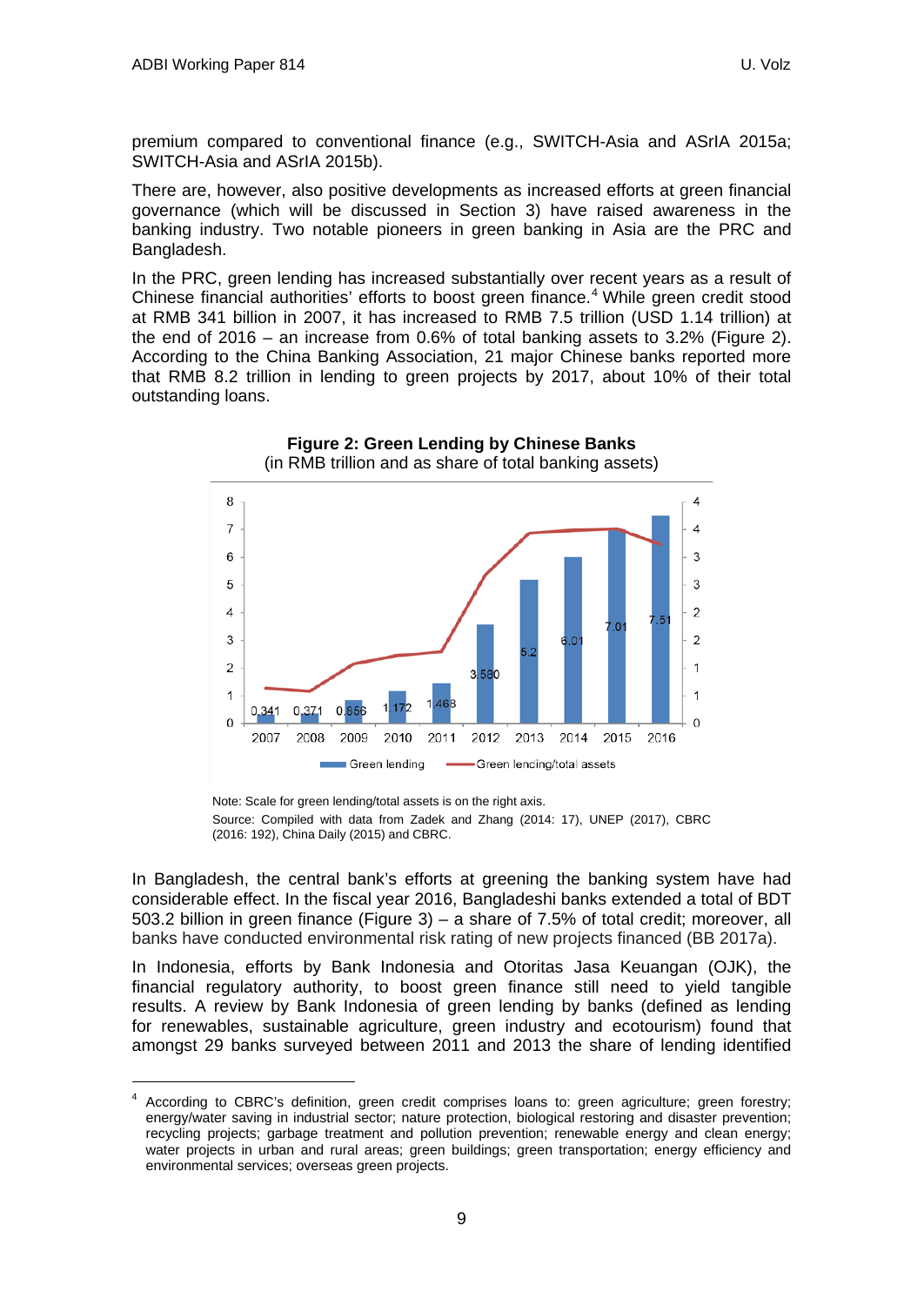premium compared to conventional finance (e.g., SWITCH-Asia and ASrIA 2015a; SWITCH-Asia and ASrIA 2015b).

There are, however, also positive developments as increased efforts at green financial governance (which will be discussed in Section 3) have raised awareness in the banking industry. Two notable pioneers in green banking in Asia are the PRC and Bangladesh.

In the PRC, green lending has increased substantially over recent years as a result of Chinese financial authorities' efforts to boost green finance.[4] While green credit stood at RMB 341 billion in 2007, it has increased to RMB 7.5 trillion (USD 1.14 trillion) at the end of 2016 – an increase from 0.6% of total banking assets to 3.2% (Figure 2). According to the China Banking Association, 21 major Chinese banks reported more that RMB 8.2 trillion in lending to green projects by 2017, about 10% of their total outstanding loans.

**Figure 2: Green Lending by Chinese Banks**
(in RMB trillion and as share of total banking assets)

| Year | Green lending (RMB trillion) |
|---|---|
| 2007 | 0.341 |
| 2008 | 0.371 |
| 2009 | 0.856 |
| 2010 | 1.172 |
| 2011 | 1.468 |
| 2012 | 3.580 |
| 2013 | 5.2 |
| 2014 | 6.01 |
| 2015 | 7.01 |
| 2016 | 7.51 |

Legend: Green lending; Green lending/total assets

Note: Scale for green lending/total assets is on the right axis.

Source: Compiled with data from Zadek and Zhang (2014: 17), UNEP (2017), CBRC (2016: 192), China Daily (2015) and CBRC.

In Bangladesh, the central bank's efforts at greening the banking system have had considerable effect. In the fiscal year 2016, Bangladeshi banks extended a total of BDT 503.2 billion in green finance (Figure 3) – a share of 7.5% of total credit; moreover, all banks have conducted environmental risk rating of new projects financed (BB 2017a).

In Indonesia, efforts by Bank Indonesia and Otoritas Jasa Keuangan (OJK), the financial regulatory authority, to boost green finance still need to yield tangible results. A review by Bank Indonesia of green lending by banks (defined as lending for renewables, sustainable agriculture, green industry and ecotourism) found that amongst 29 banks surveyed between 2011 and 2013 the share of lending identified

---

[4] According to CBRC's definition, green credit comprises loans to: green agriculture; green forestry; energy/water saving in industrial sector; nature protection, biological restoring and disaster prevention; recycling projects; garbage treatment and pollution prevention; renewable energy and clean energy; water projects in urban and rural areas; green buildings; green transportation; energy efficiency and environmental services; overseas green projects.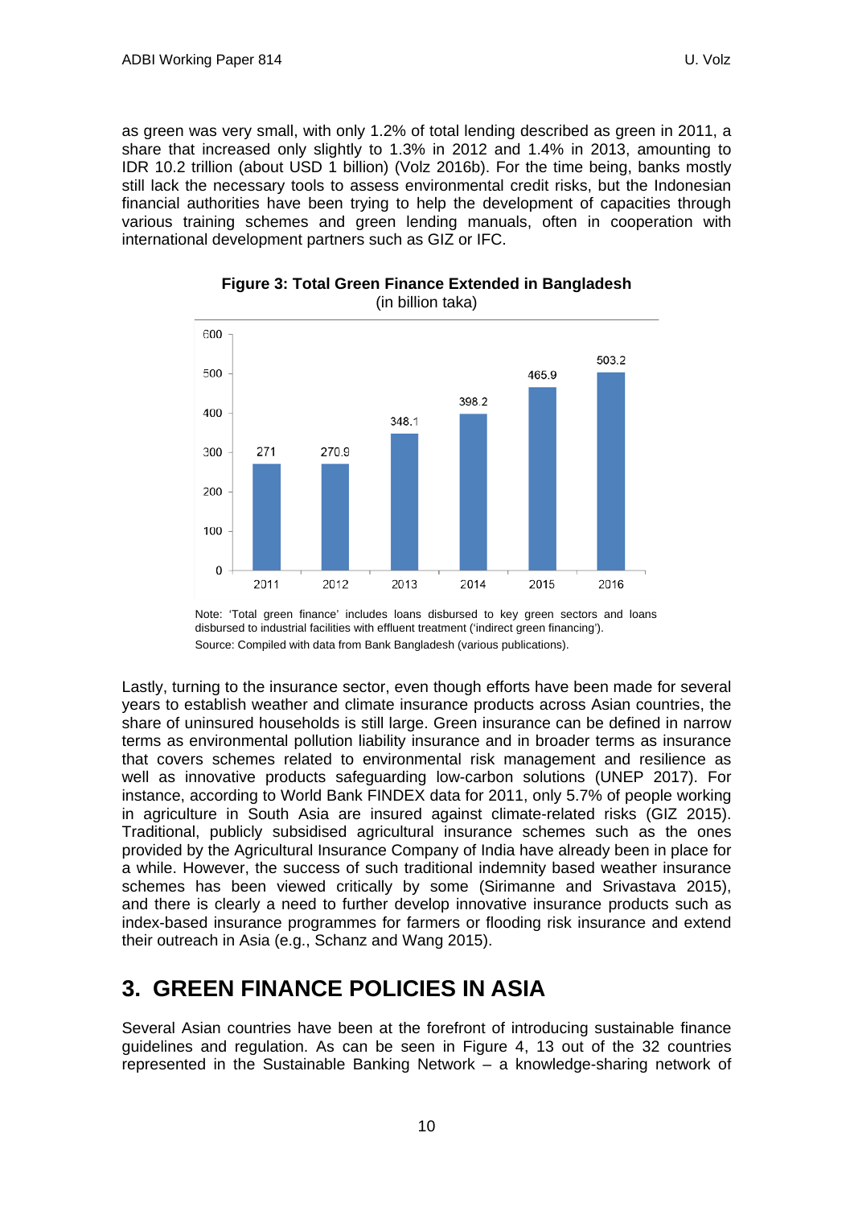as green was very small, with only 1.2% of total lending described as green in 2011, a share that increased only slightly to 1.3% in 2012 and 1.4% in 2013, amounting to IDR 10.2 trillion (about USD 1 billion) (Volz 2016b). For the time being, banks mostly still lack the necessary tools to assess environmental credit risks, but the Indonesian financial authorities have been trying to help the development of capacities through various training schemes and green lending manuals, often in cooperation with international development partners such as GIZ or IFC.

**Figure 3: Total Green Finance Extended in Bangladesh**
(in billion taka)

| Year | Total green finance (billion taka) |
|---|---|
| 2011 | 271 |
| 2012 | 270.9 |
| 2013 | 348.1 |
| 2014 | 398.2 |
| 2015 | 465.9 |
| 2016 | 503.2 |

Note: 'Total green finance' includes loans disbursed to key green sectors and loans disbursed to industrial facilities with effluent treatment ('indirect green financing').

Source: Compiled with data from Bank Bangladesh (various publications).

Lastly, turning to the insurance sector, even though efforts have been made for several years to establish weather and climate insurance products across Asian countries, the share of uninsured households is still large. Green insurance can be defined in narrow terms as environmental pollution liability insurance and in broader terms as insurance that covers schemes related to environmental risk management and resilience as well as innovative products safeguarding low-carbon solutions (UNEP 2017). For instance, according to World Bank FINDEX data for 2011, only 5.7% of people working in agriculture in South Asia are insured against climate-related risks (GIZ 2015). Traditional, publicly subsidised agricultural insurance schemes such as the ones provided by the Agricultural Insurance Company of India have already been in place for a while. However, the success of such traditional indemnity based weather insurance schemes has been viewed critically by some (Sirimanne and Srivastava 2015), and there is clearly a need to further develop innovative insurance products such as index-based insurance programmes for farmers or flooding risk insurance and extend their outreach in Asia (e.g., Schanz and Wang 2015).

# 3. GREEN FINANCE POLICIES IN ASIA

Several Asian countries have been at the forefront of introducing sustainable finance guidelines and regulation. As can be seen in Figure 4, 13 out of the 32 countries represented in the Sustainable Banking Network – a knowledge-sharing network of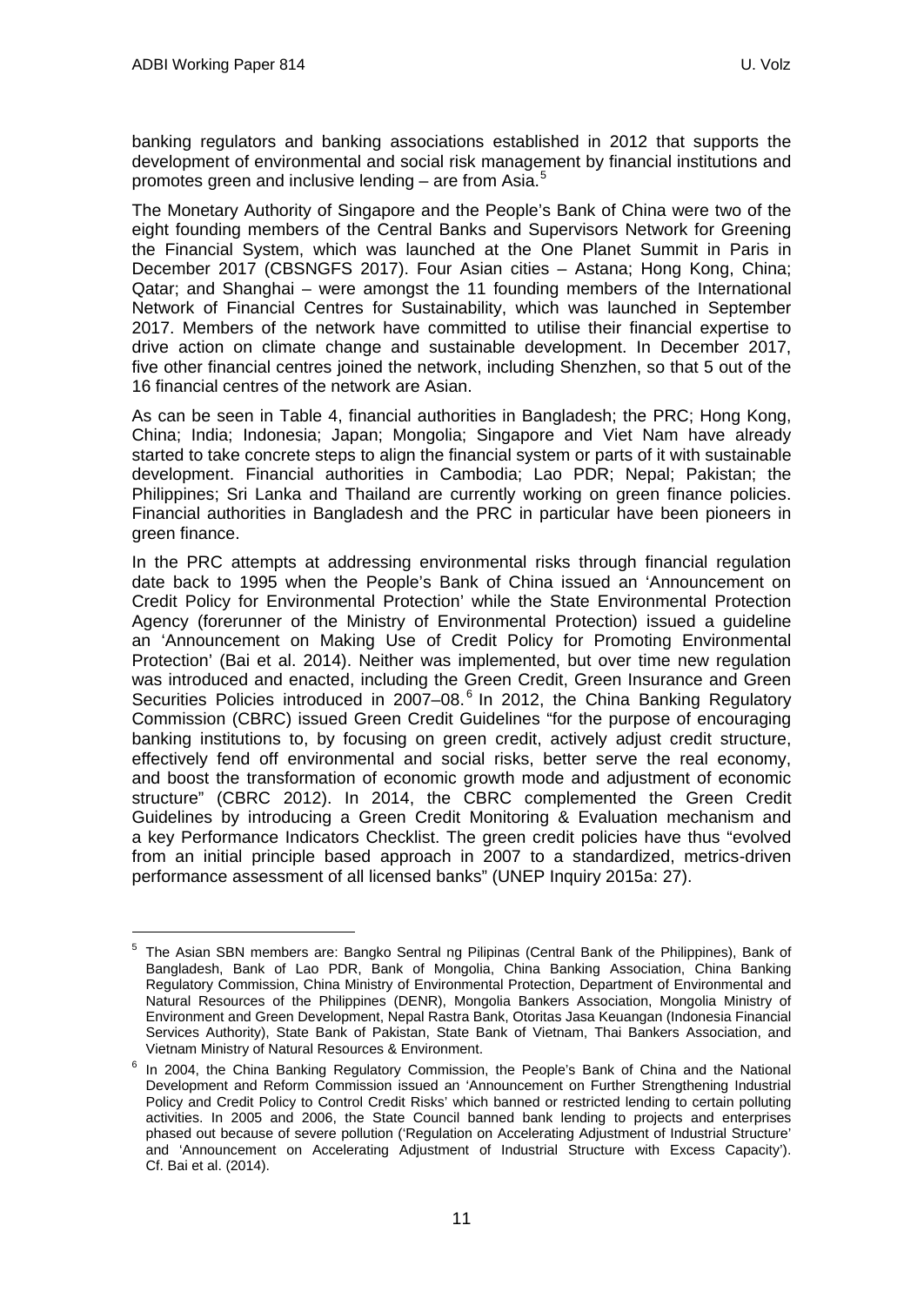banking regulators and banking associations established in 2012 that supports the development of environmental and social risk management by financial institutions and promotes green and inclusive lending – are from Asia.[5]

The Monetary Authority of Singapore and the People's Bank of China were two of the eight founding members of the Central Banks and Supervisors Network for Greening the Financial System, which was launched at the One Planet Summit in Paris in December 2017 (CBSNGFS 2017). Four Asian cities – Astana; Hong Kong, China; Qatar; and Shanghai – were amongst the 11 founding members of the International Network of Financial Centres for Sustainability, which was launched in September 2017. Members of the network have committed to utilise their financial expertise to drive action on climate change and sustainable development. In December 2017, five other financial centres joined the network, including Shenzhen, so that 5 out of the 16 financial centres of the network are Asian.

As can be seen in Table 4, financial authorities in Bangladesh; the PRC; Hong Kong, China; India; Indonesia; Japan; Mongolia; Singapore and Viet Nam have already started to take concrete steps to align the financial system or parts of it with sustainable development. Financial authorities in Cambodia; Lao PDR; Nepal; Pakistan; the Philippines; Sri Lanka and Thailand are currently working on green finance policies. Financial authorities in Bangladesh and the PRC in particular have been pioneers in green finance.

In the PRC attempts at addressing environmental risks through financial regulation date back to 1995 when the People's Bank of China issued an 'Announcement on Credit Policy for Environmental Protection' while the State Environmental Protection Agency (forerunner of the Ministry of Environmental Protection) issued a guideline an 'Announcement on Making Use of Credit Policy for Promoting Environmental Protection' (Bai et al. 2014). Neither was implemented, but over time new regulation was introduced and enacted, including the Green Credit, Green Insurance and Green Securities Policies introduced in 2007–08.[6] In 2012, the China Banking Regulatory Commission (CBRC) issued Green Credit Guidelines "for the purpose of encouraging banking institutions to, by focusing on green credit, actively adjust credit structure, effectively fend off environmental and social risks, better serve the real economy, and boost the transformation of economic growth mode and adjustment of economic structure" (CBRC 2012). In 2014, the CBRC complemented the Green Credit Guidelines by introducing a Green Credit Monitoring & Evaluation mechanism and a key Performance Indicators Checklist. The green credit policies have thus "evolved from an initial principle based approach in 2007 to a standardized, metrics-driven performance assessment of all licensed banks" (UNEP Inquiry 2015a: 27).

---

[5] The Asian SBN members are: Bangko Sentral ng Pilipinas (Central Bank of the Philippines), Bank of Bangladesh, Bank of Lao PDR, Bank of Mongolia, China Banking Association, China Banking Regulatory Commission, China Ministry of Environmental Protection, Department of Environmental and Natural Resources of the Philippines (DENR), Mongolia Bankers Association, Mongolia Ministry of Environment and Green Development, Nepal Rastra Bank, Otoritas Jasa Keuangan (Indonesia Financial Services Authority), State Bank of Pakistan, State Bank of Vietnam, Thai Bankers Association, and Vietnam Ministry of Natural Resources & Environment.

[6] In 2004, the China Banking Regulatory Commission, the People's Bank of China and the National Development and Reform Commission issued an 'Announcement on Further Strengthening Industrial Policy and Credit Policy to Control Credit Risks' which banned or restricted lending to certain polluting activities. In 2005 and 2006, the State Council banned bank lending to projects and enterprises phased out because of severe pollution ('Regulation on Accelerating Adjustment of Industrial Structure' and 'Announcement on Accelerating Adjustment of Industrial Structure with Excess Capacity'). Cf. Bai et al. (2014).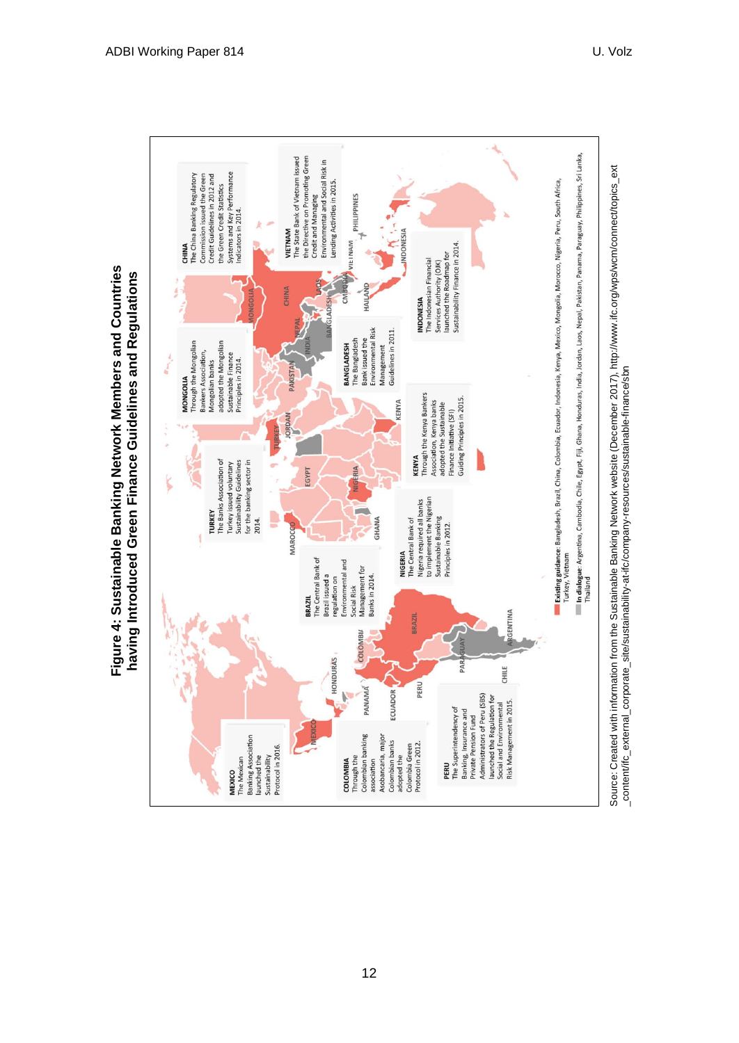**Figure 4: Sustainable Banking Network Members and Countries having Introduced Green Finance Guidelines and Regulations**

**MEXICO**
The Mexican Banking Association launched the Sustainability Protocol in 2016.

**COLOMBIA**
Through the Colombian banking association Asobancaria, major Colombian banks adopted the Colombia Green Protocol in 2012.

**PERU**
The Superintendency of Banking, Insurance and Private Pension Fund Administrators of Peru (SBS) launched the Regulation for Social and Environmental Risk Management in 2015.

**BRAZIL**
The Central Bank of Brazil issued a regulation on Environmental and Social Risk Management for Banks in 2014.

**NIGERIA**
The Central Bank of Nigeria required all banks to implement the Nigerian Sustainable Banking Principles in 2012.

**TURKEY**
The Banks Association of Turkey issued voluntary Sustainability Guidelines for the banking sector in 2014.

**KENYA**
Through the Kenya Bankers Association, Kenya banks adopted the Sustainable Finance Initiative (SFI) Guiding Principles in 2015.

**MONGOLIA**
Through the Mongolian Bankers Association, Mongolian banks adopted the Mongolian Sustainable Finance Principles in 2014.

**BANGLADESH**
The Bangladesh Bank issued the Environmental Risk Management Guidelines in 2011.

**CHINA**
The China Banking Regulatory Commission issued the Green Credit Guidelines in 2012 and the Green Credit Statistics Systems and Key Performance Indicators in 2014.

**VIETNAM**
The State Bank of Vietnam issued the Directive on Promoting Green Credit and Managing Environmental and Social Risk in Lending Activities in 2015.

**INDONESIA**
The Indonesian Financial Services Authority (OJK) launched the Roadmap for Sustainability Finance in 2014.

**Existing guidance**: Bangladesh, Brazil, China, Colombia, Ecuador, Indonesia, Kenya, Mexico, Mongolia, Morocco, Nigeria, Peru, South Africa, Turkey, Vietnam

**In dialogue**: Argentina, Cambodia, Chile, Egypt, Fiji, Ghana, Honduras, India, Jordan, Laos, Nepal, Pakistan, Panama, Paraguay, Philippines, Sri Lanka, Thailand

Source: Created with information from the Sustainable Banking Network website (December 2017), http://www.ifc.org/wps/wcm/connect/topics_ext_content/ifc_external_corporate_site/sustainability-at-ifc/company-resources/sustainable-finance/sbn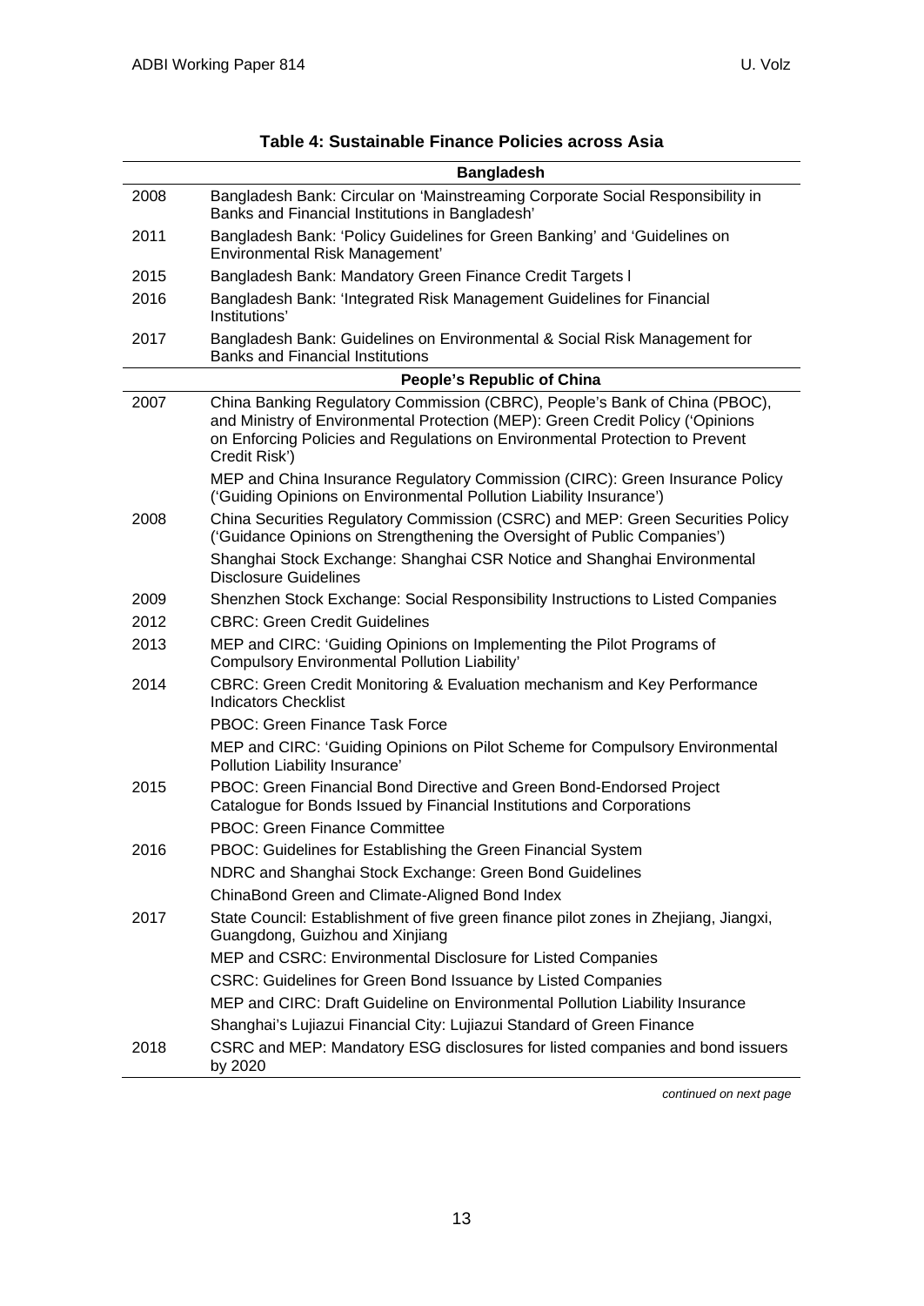**Table 4: Sustainable Finance Policies across Asia**

| | |
|---|---|
| | **Bangladesh** |
| 2008 | Bangladesh Bank: Circular on 'Mainstreaming Corporate Social Responsibility in Banks and Financial Institutions in Bangladesh' |
| 2011 | Bangladesh Bank: 'Policy Guidelines for Green Banking' and 'Guidelines on Environmental Risk Management' |
| 2015 | Bangladesh Bank: Mandatory Green Finance Credit Targets l |
| 2016 | Bangladesh Bank: 'Integrated Risk Management Guidelines for Financial Institutions' |
| 2017 | Bangladesh Bank: Guidelines on Environmental & Social Risk Management for Banks and Financial Institutions |
| | **People's Republic of China** |
| 2007 | China Banking Regulatory Commission (CBRC), People's Bank of China (PBOC), and Ministry of Environmental Protection (MEP): Green Credit Policy ('Opinions on Enforcing Policies and Regulations on Environmental Protection to Prevent Credit Risk') |
| | MEP and China Insurance Regulatory Commission (CIRC): Green Insurance Policy ('Guiding Opinions on Environmental Pollution Liability Insurance') |
| 2008 | China Securities Regulatory Commission (CSRC) and MEP: Green Securities Policy ('Guidance Opinions on Strengthening the Oversight of Public Companies') |
| | Shanghai Stock Exchange: Shanghai CSR Notice and Shanghai Environmental Disclosure Guidelines |
| 2009 | Shenzhen Stock Exchange: Social Responsibility Instructions to Listed Companies |
| 2012 | CBRC: Green Credit Guidelines |
| 2013 | MEP and CIRC: 'Guiding Opinions on Implementing the Pilot Programs of Compulsory Environmental Pollution Liability' |
| 2014 | CBRC: Green Credit Monitoring & Evaluation mechanism and Key Performance Indicators Checklist |
| | PBOC: Green Finance Task Force |
| | MEP and CIRC: 'Guiding Opinions on Pilot Scheme for Compulsory Environmental Pollution Liability Insurance' |
| 2015 | PBOC: Green Financial Bond Directive and Green Bond-Endorsed Project Catalogue for Bonds Issued by Financial Institutions and Corporations |
| | PBOC: Green Finance Committee |
| 2016 | PBOC: Guidelines for Establishing the Green Financial System |
| | NDRC and Shanghai Stock Exchange: Green Bond Guidelines |
| | ChinaBond Green and Climate-Aligned Bond Index |
| 2017 | State Council: Establishment of five green finance pilot zones in Zhejiang, Jiangxi, Guangdong, Guizhou and Xinjiang |
| | MEP and CSRC: Environmental Disclosure for Listed Companies |
| | CSRC: Guidelines for Green Bond Issuance by Listed Companies |
| | MEP and CIRC: Draft Guideline on Environmental Pollution Liability Insurance |
| | Shanghai's Lujiazui Financial City: Lujiazui Standard of Green Finance |
| 2018 | CSRC and MEP: Mandatory ESG disclosures for listed companies and bond issuers by 2020 |

*continued on next page*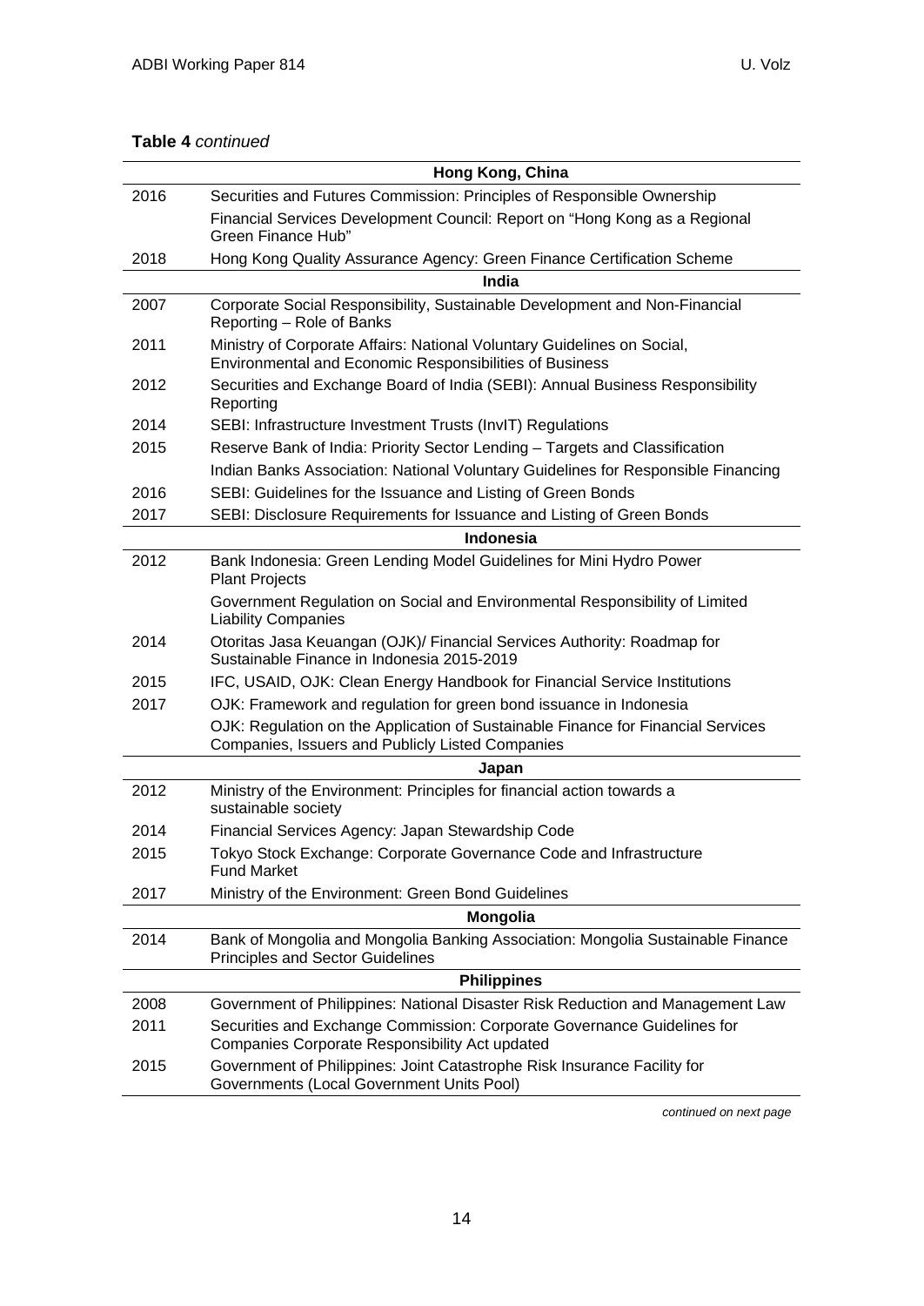**Table 4** *continued*

| | Hong Kong, China |
|---|---|
| 2016 | Securities and Futures Commission: Principles of Responsible Ownership |
| | Financial Services Development Council: Report on "Hong Kong as a Regional Green Finance Hub" |
| 2018 | Hong Kong Quality Assurance Agency: Green Finance Certification Scheme |
| | **India** |
| 2007 | Corporate Social Responsibility, Sustainable Development and Non-Financial Reporting – Role of Banks |
| 2011 | Ministry of Corporate Affairs: National Voluntary Guidelines on Social, Environmental and Economic Responsibilities of Business |
| 2012 | Securities and Exchange Board of India (SEBI): Annual Business Responsibility Reporting |
| 2014 | SEBI: Infrastructure Investment Trusts (InvIT) Regulations |
| 2015 | Reserve Bank of India: Priority Sector Lending – Targets and Classification |
| | Indian Banks Association: National Voluntary Guidelines for Responsible Financing |
| 2016 | SEBI: Guidelines for the Issuance and Listing of Green Bonds |
| 2017 | SEBI: Disclosure Requirements for Issuance and Listing of Green Bonds |
| | **Indonesia** |
| 2012 | Bank Indonesia: Green Lending Model Guidelines for Mini Hydro Power Plant Projects |
| | Government Regulation on Social and Environmental Responsibility of Limited Liability Companies |
| 2014 | Otoritas Jasa Keuangan (OJK)/ Financial Services Authority: Roadmap for Sustainable Finance in Indonesia 2015-2019 |
| 2015 | IFC, USAID, OJK: Clean Energy Handbook for Financial Service Institutions |
| 2017 | OJK: Framework and regulation for green bond issuance in Indonesia |
| | OJK: Regulation on the Application of Sustainable Finance for Financial Services Companies, Issuers and Publicly Listed Companies |
| | **Japan** |
| 2012 | Ministry of the Environment: Principles for financial action towards a sustainable society |
| 2014 | Financial Services Agency: Japan Stewardship Code |
| 2015 | Tokyo Stock Exchange: Corporate Governance Code and Infrastructure Fund Market |
| 2017 | Ministry of the Environment: Green Bond Guidelines |
| | **Mongolia** |
| 2014 | Bank of Mongolia and Mongolia Banking Association: Mongolia Sustainable Finance Principles and Sector Guidelines |
| | **Philippines** |
| 2008 | Government of Philippines: National Disaster Risk Reduction and Management Law |
| 2011 | Securities and Exchange Commission: Corporate Governance Guidelines for Companies Corporate Responsibility Act updated |
| 2015 | Government of Philippines: Joint Catastrophe Risk Insurance Facility for Governments (Local Government Units Pool) |

*continued on next page*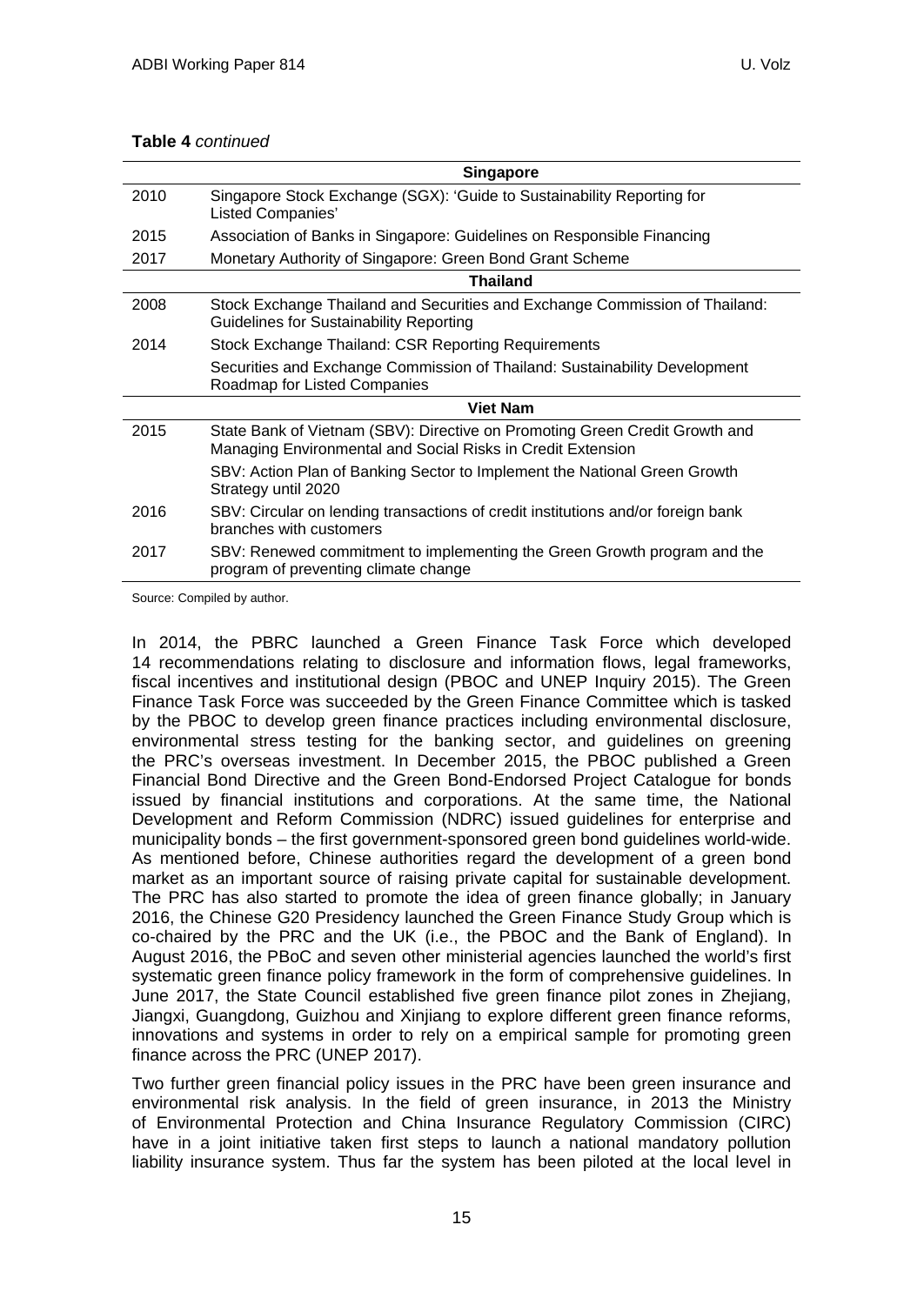**Table 4** *continued*

| | **Singapore** |
|---|---|
| 2010 | Singapore Stock Exchange (SGX): 'Guide to Sustainability Reporting for Listed Companies' |
| 2015 | Association of Banks in Singapore: Guidelines on Responsible Financing |
| 2017 | Monetary Authority of Singapore: Green Bond Grant Scheme |
| | **Thailand** |
| 2008 | Stock Exchange Thailand and Securities and Exchange Commission of Thailand: Guidelines for Sustainability Reporting |
| 2014 | Stock Exchange Thailand: CSR Reporting Requirements |
| | Securities and Exchange Commission of Thailand: Sustainability Development Roadmap for Listed Companies |
| | **Viet Nam** |
| 2015 | State Bank of Vietnam (SBV): Directive on Promoting Green Credit Growth and Managing Environmental and Social Risks in Credit Extension |
| | SBV: Action Plan of Banking Sector to Implement the National Green Growth Strategy until 2020 |
| 2016 | SBV: Circular on lending transactions of credit institutions and/or foreign bank branches with customers |
| 2017 | SBV: Renewed commitment to implementing the Green Growth program and the program of preventing climate change |

Source: Compiled by author.

In 2014, the PBRC launched a Green Finance Task Force which developed 14 recommendations relating to disclosure and information flows, legal frameworks, fiscal incentives and institutional design (PBOC and UNEP Inquiry 2015). The Green Finance Task Force was succeeded by the Green Finance Committee which is tasked by the PBOC to develop green finance practices including environmental disclosure, environmental stress testing for the banking sector, and guidelines on greening the PRC's overseas investment. In December 2015, the PBOC published a Green Financial Bond Directive and the Green Bond-Endorsed Project Catalogue for bonds issued by financial institutions and corporations. At the same time, the National Development and Reform Commission (NDRC) issued guidelines for enterprise and municipality bonds – the first government-sponsored green bond guidelines world-wide. As mentioned before, Chinese authorities regard the development of a green bond market as an important source of raising private capital for sustainable development. The PRC has also started to promote the idea of green finance globally; in January 2016, the Chinese G20 Presidency launched the Green Finance Study Group which is co-chaired by the PRC and the UK (i.e., the PBOC and the Bank of England). In August 2016, the PBoC and seven other ministerial agencies launched the world's first systematic green finance policy framework in the form of comprehensive guidelines. In June 2017, the State Council established five green finance pilot zones in Zhejiang, Jiangxi, Guangdong, Guizhou and Xinjiang to explore different green finance reforms, innovations and systems in order to rely on a empirical sample for promoting green finance across the PRC (UNEP 2017).

Two further green financial policy issues in the PRC have been green insurance and environmental risk analysis. In the field of green insurance, in 2013 the Ministry of Environmental Protection and China Insurance Regulatory Commission (CIRC) have in a joint initiative taken first steps to launch a national mandatory pollution liability insurance system. Thus far the system has been piloted at the local level in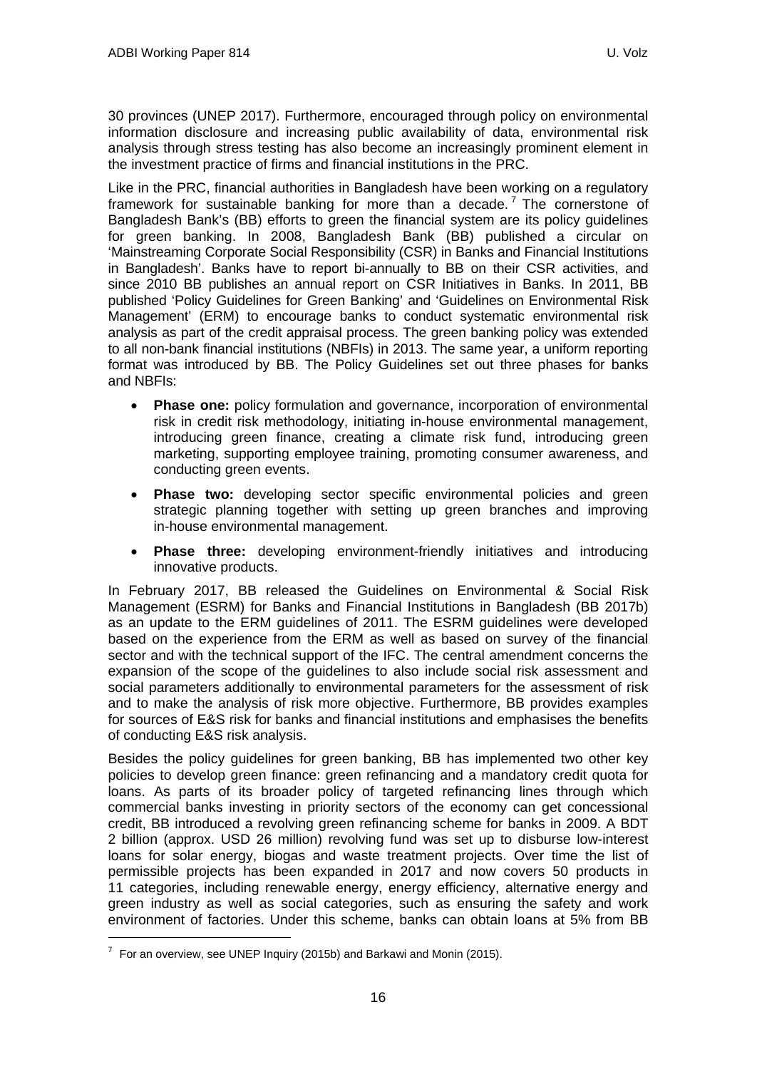30 provinces (UNEP 2017). Furthermore, encouraged through policy on environmental information disclosure and increasing public availability of data, environmental risk analysis through stress testing has also become an increasingly prominent element in the investment practice of firms and financial institutions in the PRC.

Like in the PRC, financial authorities in Bangladesh have been working on a regulatory framework for sustainable banking for more than a decade.[7] The cornerstone of Bangladesh Bank's (BB) efforts to green the financial system are its policy guidelines for green banking. In 2008, Bangladesh Bank (BB) published a circular on 'Mainstreaming Corporate Social Responsibility (CSR) in Banks and Financial Institutions in Bangladesh'. Banks have to report bi-annually to BB on their CSR activities, and since 2010 BB publishes an annual report on CSR Initiatives in Banks. In 2011, BB published 'Policy Guidelines for Green Banking' and 'Guidelines on Environmental Risk Management' (ERM) to encourage banks to conduct systematic environmental risk analysis as part of the credit appraisal process. The green banking policy was extended to all non-bank financial institutions (NBFIs) in 2013. The same year, a uniform reporting format was introduced by BB. The Policy Guidelines set out three phases for banks and NBFIs:

- **Phase one:** policy formulation and governance, incorporation of environmental risk in credit risk methodology, initiating in-house environmental management, introducing green finance, creating a climate risk fund, introducing green marketing, supporting employee training, promoting consumer awareness, and conducting green events.
- **Phase two:** developing sector specific environmental policies and green strategic planning together with setting up green branches and improving in-house environmental management.
- **Phase three:** developing environment-friendly initiatives and introducing innovative products.

In February 2017, BB released the Guidelines on Environmental & Social Risk Management (ESRM) for Banks and Financial Institutions in Bangladesh (BB 2017b) as an update to the ERM guidelines of 2011. The ESRM guidelines were developed based on the experience from the ERM as well as based on survey of the financial sector and with the technical support of the IFC. The central amendment concerns the expansion of the scope of the guidelines to also include social risk assessment and social parameters additionally to environmental parameters for the assessment of risk and to make the analysis of risk more objective. Furthermore, BB provides examples for sources of E&S risk for banks and financial institutions and emphasises the benefits of conducting E&S risk analysis.

Besides the policy guidelines for green banking, BB has implemented two other key policies to develop green finance: green refinancing and a mandatory credit quota for loans. As parts of its broader policy of targeted refinancing lines through which commercial banks investing in priority sectors of the economy can get concessional credit, BB introduced a revolving green refinancing scheme for banks in 2009. A BDT 2 billion (approx. USD 26 million) revolving fund was set up to disburse low-interest loans for solar energy, biogas and waste treatment projects. Over time the list of permissible projects has been expanded in 2017 and now covers 50 products in 11 categories, including renewable energy, energy efficiency, alternative energy and green industry as well as social categories, such as ensuring the safety and work environment of factories. Under this scheme, banks can obtain loans at 5% from BB

[7] For an overview, see UNEP Inquiry (2015b) and Barkawi and Monin (2015).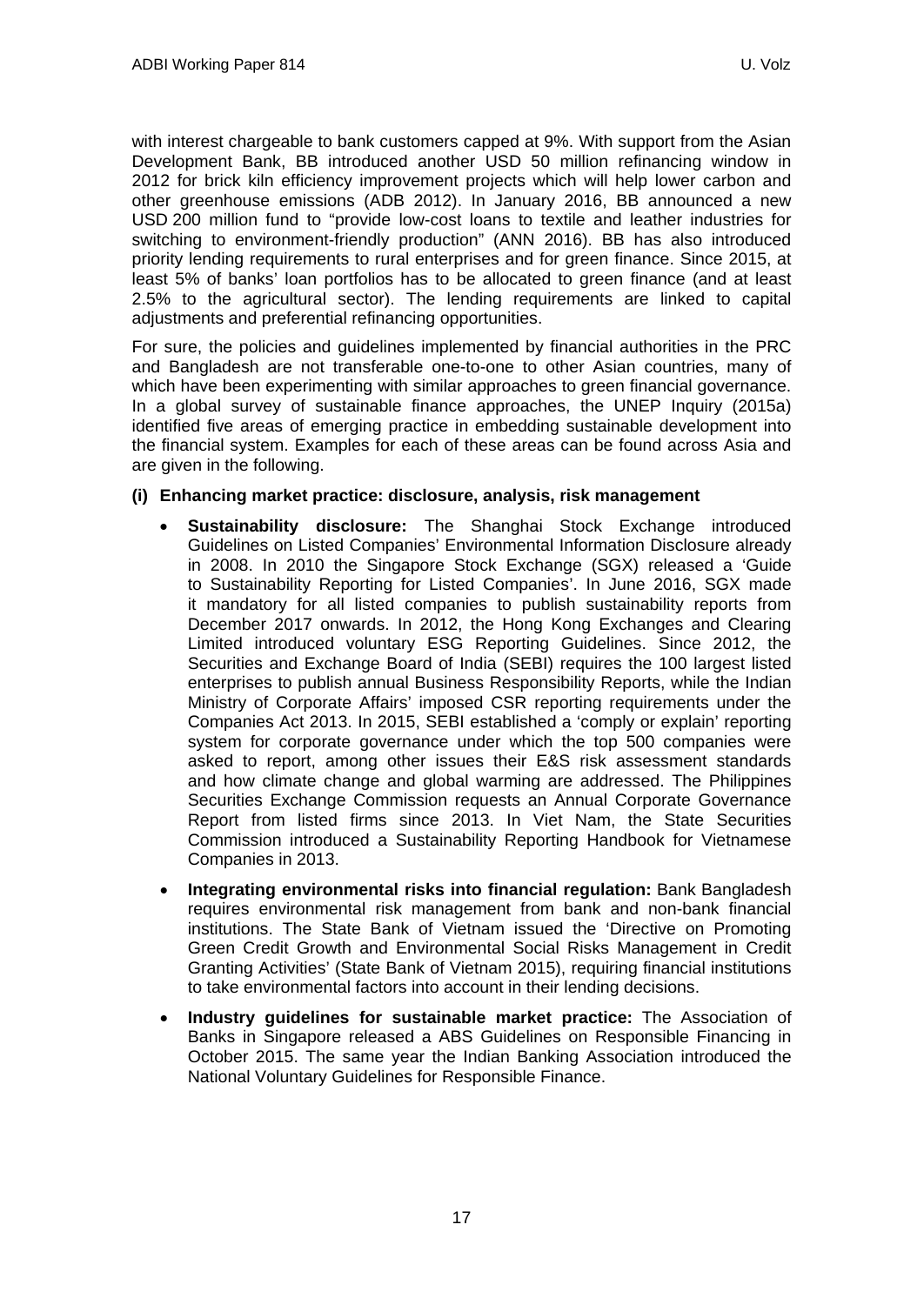with interest chargeable to bank customers capped at 9%. With support from the Asian Development Bank, BB introduced another USD 50 million refinancing window in 2012 for brick kiln efficiency improvement projects which will help lower carbon and other greenhouse emissions (ADB 2012). In January 2016, BB announced a new USD 200 million fund to "provide low-cost loans to textile and leather industries for switching to environment-friendly production" (ANN 2016). BB has also introduced priority lending requirements to rural enterprises and for green finance. Since 2015, at least 5% of banks' loan portfolios has to be allocated to green finance (and at least 2.5% to the agricultural sector). The lending requirements are linked to capital adjustments and preferential refinancing opportunities.

For sure, the policies and guidelines implemented by financial authorities in the PRC and Bangladesh are not transferable one-to-one to other Asian countries, many of which have been experimenting with similar approaches to green financial governance. In a global survey of sustainable finance approaches, the UNEP Inquiry (2015a) identified five areas of emerging practice in embedding sustainable development into the financial system. Examples for each of these areas can be found across Asia and are given in the following.

**(i) Enhancing market practice: disclosure, analysis, risk management**

- **Sustainability disclosure:** The Shanghai Stock Exchange introduced Guidelines on Listed Companies' Environmental Information Disclosure already in 2008. In 2010 the Singapore Stock Exchange (SGX) released a 'Guide to Sustainability Reporting for Listed Companies'. In June 2016, SGX made it mandatory for all listed companies to publish sustainability reports from December 2017 onwards. In 2012, the Hong Kong Exchanges and Clearing Limited introduced voluntary ESG Reporting Guidelines. Since 2012, the Securities and Exchange Board of India (SEBI) requires the 100 largest listed enterprises to publish annual Business Responsibility Reports, while the Indian Ministry of Corporate Affairs' imposed CSR reporting requirements under the Companies Act 2013. In 2015, SEBI established a 'comply or explain' reporting system for corporate governance under which the top 500 companies were asked to report, among other issues their E&S risk assessment standards and how climate change and global warming are addressed. The Philippines Securities Exchange Commission requests an Annual Corporate Governance Report from listed firms since 2013. In Viet Nam, the State Securities Commission introduced a Sustainability Reporting Handbook for Vietnamese Companies in 2013.
- **Integrating environmental risks into financial regulation:** Bank Bangladesh requires environmental risk management from bank and non-bank financial institutions. The State Bank of Vietnam issued the 'Directive on Promoting Green Credit Growth and Environmental Social Risks Management in Credit Granting Activities' (State Bank of Vietnam 2015), requiring financial institutions to take environmental factors into account in their lending decisions.
- **Industry guidelines for sustainable market practice:** The Association of Banks in Singapore released a ABS Guidelines on Responsible Financing in October 2015. The same year the Indian Banking Association introduced the National Voluntary Guidelines for Responsible Finance.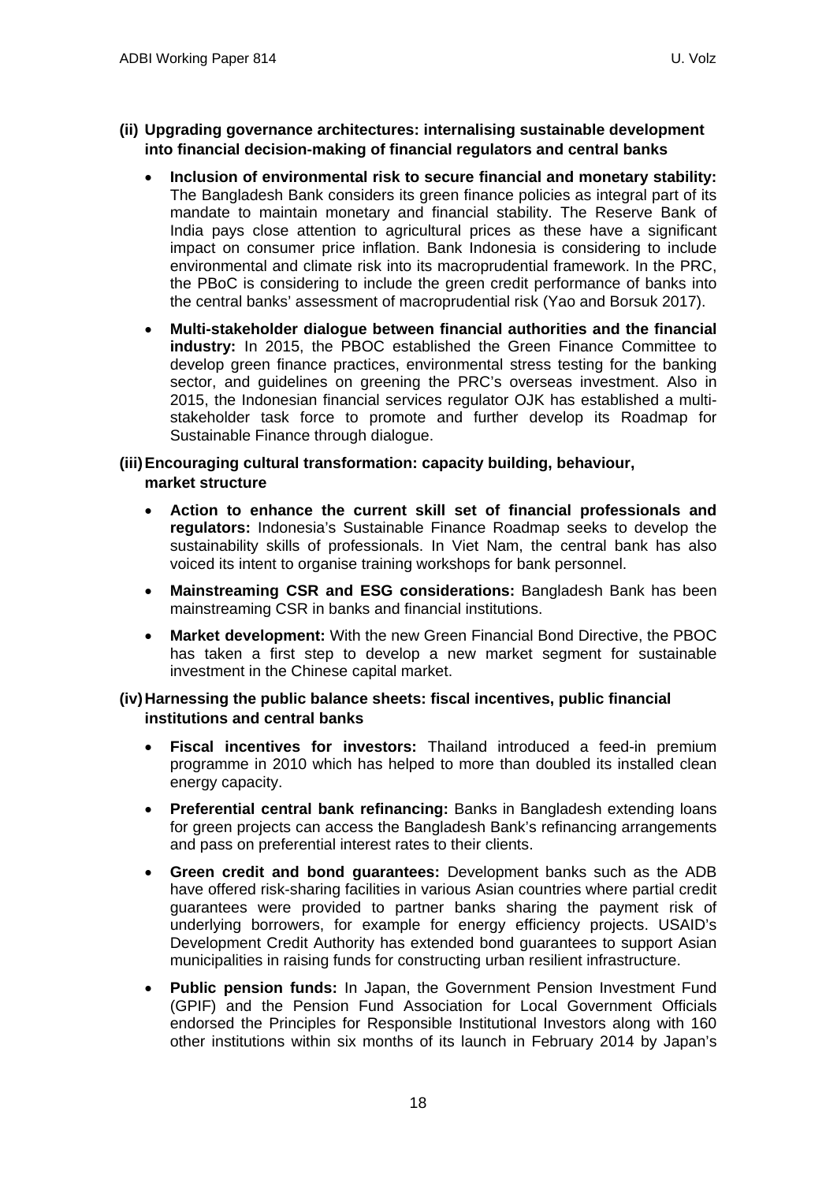**(ii) Upgrading governance architectures: internalising sustainable development into financial decision-making of financial regulators and central banks**

- **Inclusion of environmental risk to secure financial and monetary stability:** The Bangladesh Bank considers its green finance policies as integral part of its mandate to maintain monetary and financial stability. The Reserve Bank of India pays close attention to agricultural prices as these have a significant impact on consumer price inflation. Bank Indonesia is considering to include environmental and climate risk into its macroprudential framework. In the PRC, the PBoC is considering to include the green credit performance of banks into the central banks' assessment of macroprudential risk (Yao and Borsuk 2017).
- **Multi-stakeholder dialogue between financial authorities and the financial industry:** In 2015, the PBOC established the Green Finance Committee to develop green finance practices, environmental stress testing for the banking sector, and guidelines on greening the PRC's overseas investment. Also in 2015, the Indonesian financial services regulator OJK has established a multi-stakeholder task force to promote and further develop its Roadmap for Sustainable Finance through dialogue.

**(iii) Encouraging cultural transformation: capacity building, behaviour, market structure**

- **Action to enhance the current skill set of financial professionals and regulators:** Indonesia's Sustainable Finance Roadmap seeks to develop the sustainability skills of professionals. In Viet Nam, the central bank has also voiced its intent to organise training workshops for bank personnel.
- **Mainstreaming CSR and ESG considerations:** Bangladesh Bank has been mainstreaming CSR in banks and financial institutions.
- **Market development:** With the new Green Financial Bond Directive, the PBOC has taken a first step to develop a new market segment for sustainable investment in the Chinese capital market.

**(iv) Harnessing the public balance sheets: fiscal incentives, public financial institutions and central banks**

- **Fiscal incentives for investors:** Thailand introduced a feed-in premium programme in 2010 which has helped to more than doubled its installed clean energy capacity.
- **Preferential central bank refinancing:** Banks in Bangladesh extending loans for green projects can access the Bangladesh Bank's refinancing arrangements and pass on preferential interest rates to their clients.
- **Green credit and bond guarantees:** Development banks such as the ADB have offered risk-sharing facilities in various Asian countries where partial credit guarantees were provided to partner banks sharing the payment risk of underlying borrowers, for example for energy efficiency projects. USAID's Development Credit Authority has extended bond guarantees to support Asian municipalities in raising funds for constructing urban resilient infrastructure.
- **Public pension funds:** In Japan, the Government Pension Investment Fund (GPIF) and the Pension Fund Association for Local Government Officials endorsed the Principles for Responsible Institutional Investors along with 160 other institutions within six months of its launch in February 2014 by Japan's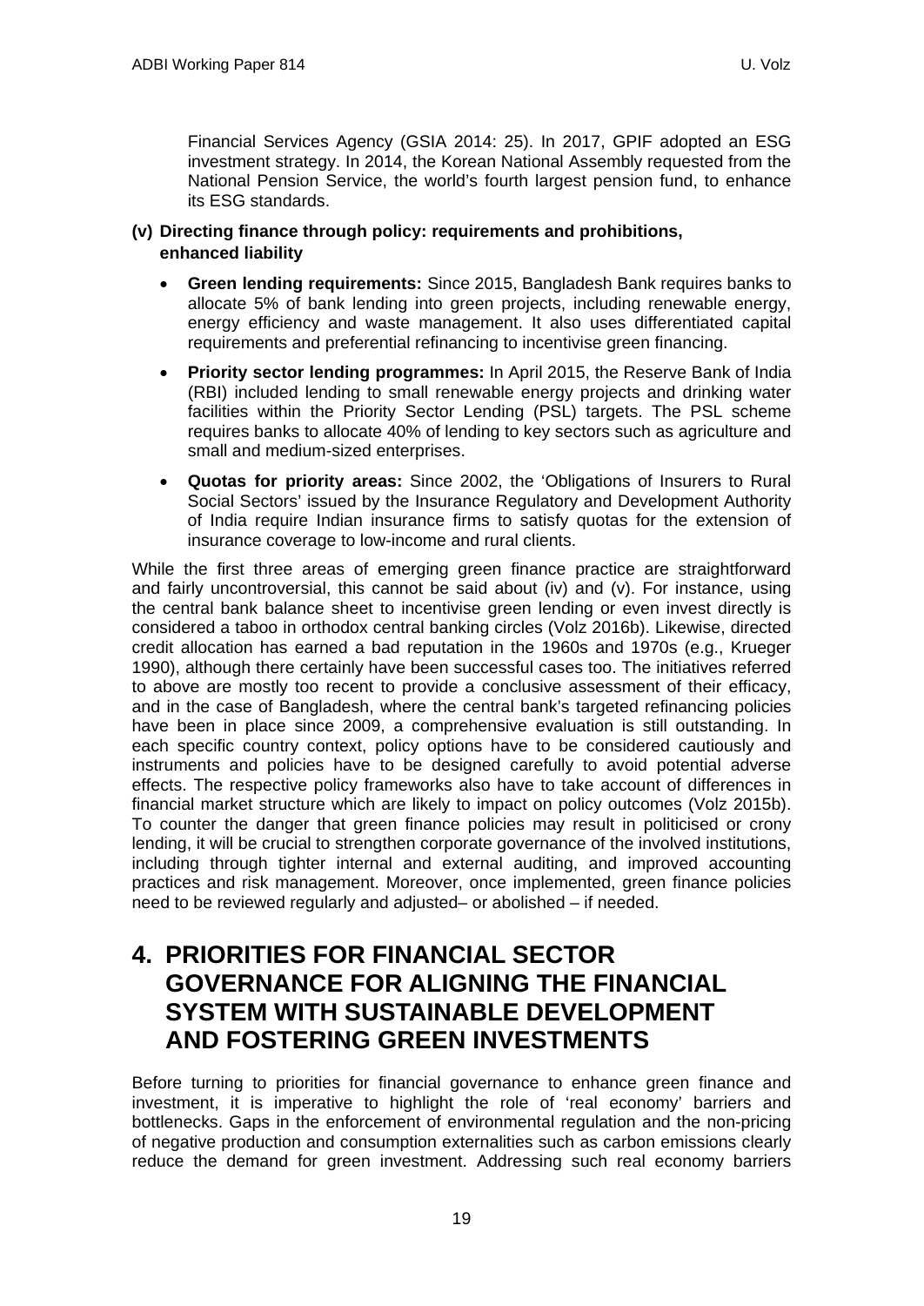Financial Services Agency (GSIA 2014: 25). In 2017, GPIF adopted an ESG investment strategy. In 2014, the Korean National Assembly requested from the National Pension Service, the world's fourth largest pension fund, to enhance its ESG standards.

**(v) Directing finance through policy: requirements and prohibitions, enhanced liability**

- **Green lending requirements:** Since 2015, Bangladesh Bank requires banks to allocate 5% of bank lending into green projects, including renewable energy, energy efficiency and waste management. It also uses differentiated capital requirements and preferential refinancing to incentivise green financing.
- **Priority sector lending programmes:** In April 2015, the Reserve Bank of India (RBI) included lending to small renewable energy projects and drinking water facilities within the Priority Sector Lending (PSL) targets. The PSL scheme requires banks to allocate 40% of lending to key sectors such as agriculture and small and medium-sized enterprises.
- **Quotas for priority areas:** Since 2002, the 'Obligations of Insurers to Rural Social Sectors' issued by the Insurance Regulatory and Development Authority of India require Indian insurance firms to satisfy quotas for the extension of insurance coverage to low-income and rural clients.

While the first three areas of emerging green finance practice are straightforward and fairly uncontroversial, this cannot be said about (iv) and (v). For instance, using the central bank balance sheet to incentivise green lending or even invest directly is considered a taboo in orthodox central banking circles (Volz 2016b). Likewise, directed credit allocation has earned a bad reputation in the 1960s and 1970s (e.g., Krueger 1990), although there certainly have been successful cases too. The initiatives referred to above are mostly too recent to provide a conclusive assessment of their efficacy, and in the case of Bangladesh, where the central bank's targeted refinancing policies have been in place since 2009, a comprehensive evaluation is still outstanding. In each specific country context, policy options have to be considered cautiously and instruments and policies have to be designed carefully to avoid potential adverse effects. The respective policy frameworks also have to take account of differences in financial market structure which are likely to impact on policy outcomes (Volz 2015b). To counter the danger that green finance policies may result in politicised or crony lending, it will be crucial to strengthen corporate governance of the involved institutions, including through tighter internal and external auditing, and improved accounting practices and risk management. Moreover, once implemented, green finance policies need to be reviewed regularly and adjusted– or abolished – if needed.

# 4. PRIORITIES FOR FINANCIAL SECTOR GOVERNANCE FOR ALIGNING THE FINANCIAL SYSTEM WITH SUSTAINABLE DEVELOPMENT AND FOSTERING GREEN INVESTMENTS

Before turning to priorities for financial governance to enhance green finance and investment, it is imperative to highlight the role of 'real economy' barriers and bottlenecks. Gaps in the enforcement of environmental regulation and the non-pricing of negative production and consumption externalities such as carbon emissions clearly reduce the demand for green investment. Addressing such real economy barriers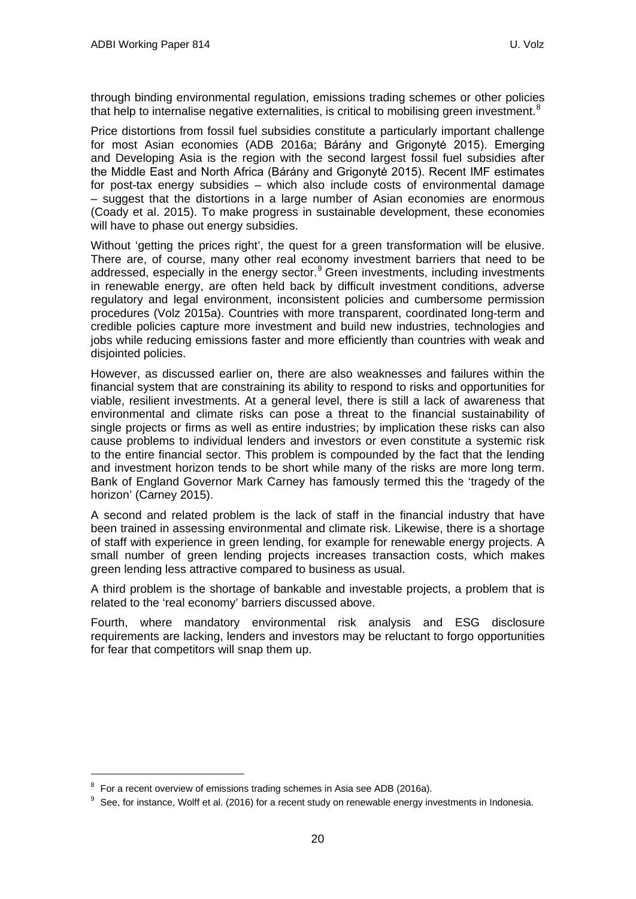through binding environmental regulation, emissions trading schemes or other policies that help to internalise negative externalities, is critical to mobilising green investment.[8]

Price distortions from fossil fuel subsidies constitute a particularly important challenge for most Asian economies (ADB 2016a; Bárány and Grigonytė 2015). Emerging and Developing Asia is the region with the second largest fossil fuel subsidies after the Middle East and North Africa (Bárány and Grigonytė 2015). Recent IMF estimates for post-tax energy subsidies – which also include costs of environmental damage – suggest that the distortions in a large number of Asian economies are enormous (Coady et al. 2015). To make progress in sustainable development, these economies will have to phase out energy subsidies.

Without 'getting the prices right', the quest for a green transformation will be elusive. There are, of course, many other real economy investment barriers that need to be addressed, especially in the energy sector.[9] Green investments, including investments in renewable energy, are often held back by difficult investment conditions, adverse regulatory and legal environment, inconsistent policies and cumbersome permission procedures (Volz 2015a). Countries with more transparent, coordinated long-term and credible policies capture more investment and build new industries, technologies and jobs while reducing emissions faster and more efficiently than countries with weak and disjointed policies.

However, as discussed earlier on, there are also weaknesses and failures within the financial system that are constraining its ability to respond to risks and opportunities for viable, resilient investments. At a general level, there is still a lack of awareness that environmental and climate risks can pose a threat to the financial sustainability of single projects or firms as well as entire industries; by implication these risks can also cause problems to individual lenders and investors or even constitute a systemic risk to the entire financial sector. This problem is compounded by the fact that the lending and investment horizon tends to be short while many of the risks are more long term. Bank of England Governor Mark Carney has famously termed this the 'tragedy of the horizon' (Carney 2015).

A second and related problem is the lack of staff in the financial industry that have been trained in assessing environmental and climate risk. Likewise, there is a shortage of staff with experience in green lending, for example for renewable energy projects. A small number of green lending projects increases transaction costs, which makes green lending less attractive compared to business as usual.

A third problem is the shortage of bankable and investable projects, a problem that is related to the 'real economy' barriers discussed above.

Fourth, where mandatory environmental risk analysis and ESG disclosure requirements are lacking, lenders and investors may be reluctant to forgo opportunities for fear that competitors will snap them up.

[8] For a recent overview of emissions trading schemes in Asia see ADB (2016a).

[9] See, for instance, Wolff et al. (2016) for a recent study on renewable energy investments in Indonesia.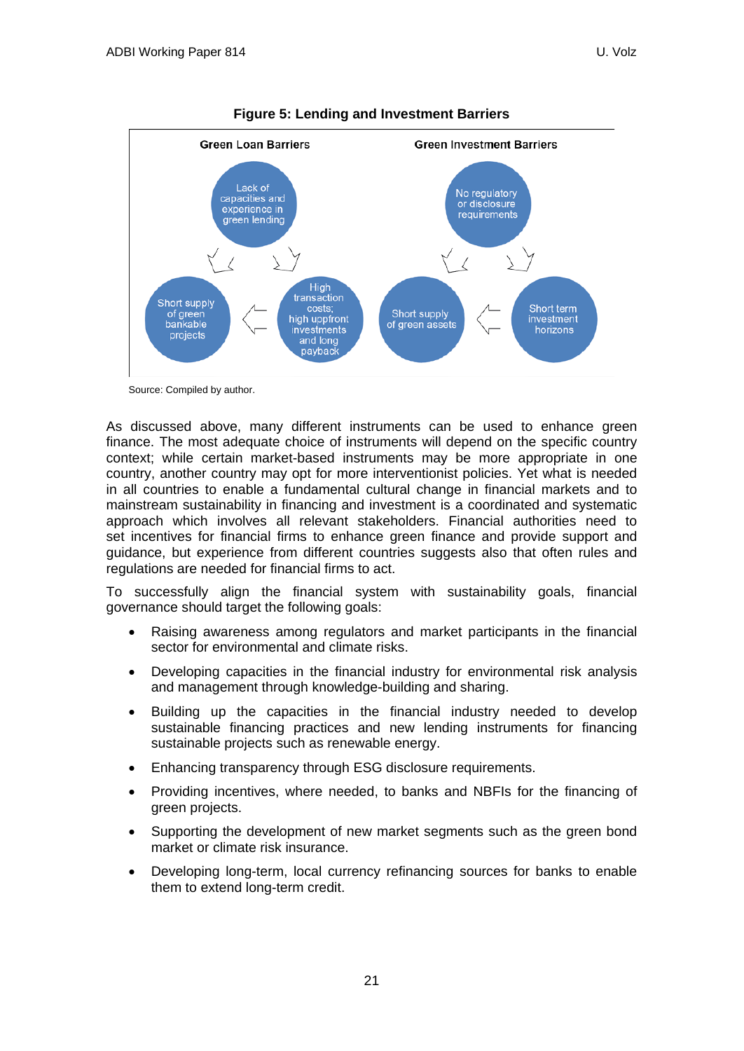**Figure 5: Lending and Investment Barriers**

Green Loan Barriers

- Lack of capacities and experience in green lending
- High transaction costs; high upfront investments and long payback
- Short supply of green bankable projects

Green Investment Barriers

- No regulatory or disclosure requirements
- Short term investment horizons
- Short supply of green assets

Source: Compiled by author.

As discussed above, many different instruments can be used to enhance green finance. The most adequate choice of instruments will depend on the specific country context; while certain market-based instruments may be more appropriate in one country, another country may opt for more interventionist policies. Yet what is needed in all countries to enable a fundamental cultural change in financial markets and to mainstream sustainability in financing and investment is a coordinated and systematic approach which involves all relevant stakeholders. Financial authorities need to set incentives for financial firms to enhance green finance and provide support and guidance, but experience from different countries suggests also that often rules and regulations are needed for financial firms to act.

To successfully align the financial system with sustainability goals, financial governance should target the following goals:

- Raising awareness among regulators and market participants in the financial sector for environmental and climate risks.
- Developing capacities in the financial industry for environmental risk analysis and management through knowledge-building and sharing.
- Building up the capacities in the financial industry needed to develop sustainable financing practices and new lending instruments for financing sustainable projects such as renewable energy.
- Enhancing transparency through ESG disclosure requirements.
- Providing incentives, where needed, to banks and NBFIs for the financing of green projects.
- Supporting the development of new market segments such as the green bond market or climate risk insurance.
- Developing long-term, local currency refinancing sources for banks to enable them to extend long-term credit.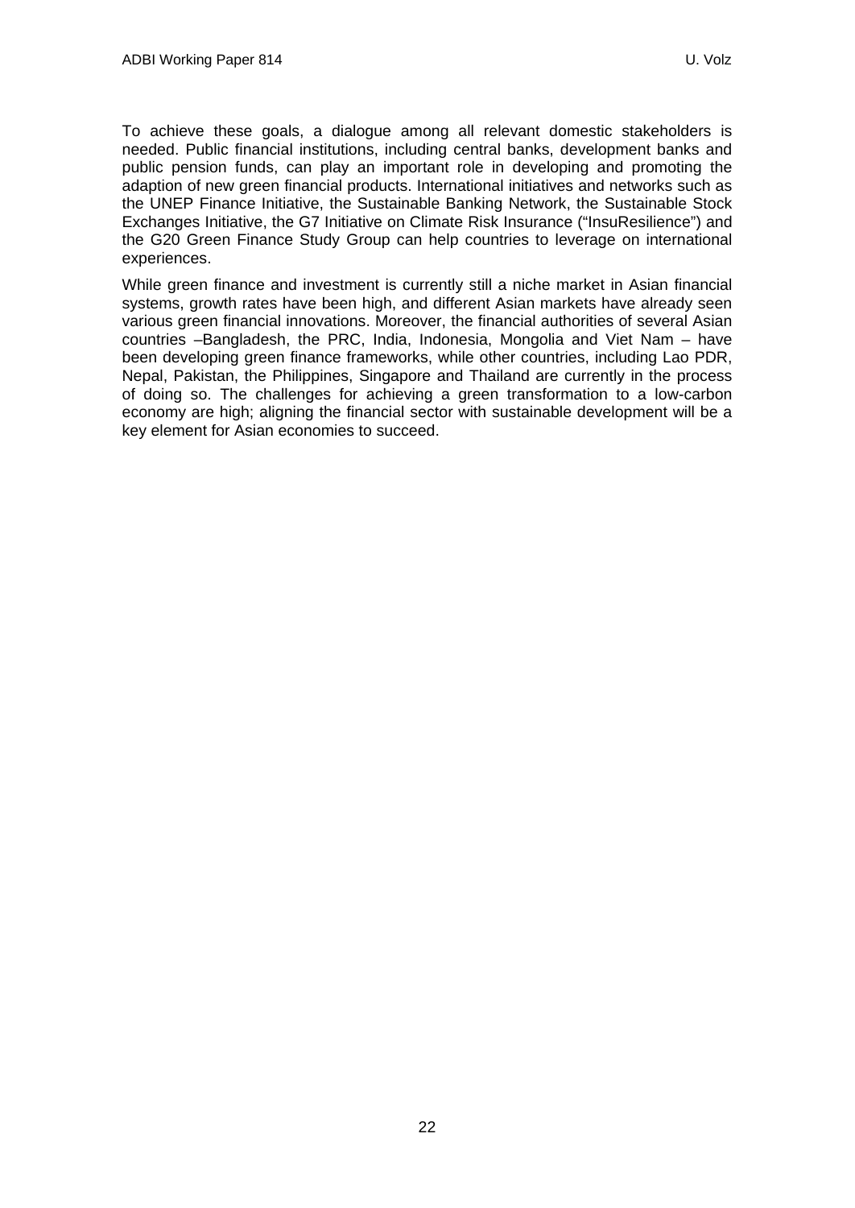To achieve these goals, a dialogue among all relevant domestic stakeholders is needed. Public financial institutions, including central banks, development banks and public pension funds, can play an important role in developing and promoting the adaption of new green financial products. International initiatives and networks such as the UNEP Finance Initiative, the Sustainable Banking Network, the Sustainable Stock Exchanges Initiative, the G7 Initiative on Climate Risk Insurance ("InsuResilience") and the G20 Green Finance Study Group can help countries to leverage on international experiences.

While green finance and investment is currently still a niche market in Asian financial systems, growth rates have been high, and different Asian markets have already seen various green financial innovations. Moreover, the financial authorities of several Asian countries –Bangladesh, the PRC, India, Indonesia, Mongolia and Viet Nam – have been developing green finance frameworks, while other countries, including Lao PDR, Nepal, Pakistan, the Philippines, Singapore and Thailand are currently in the process of doing so. The challenges for achieving a green transformation to a low-carbon economy are high; aligning the financial sector with sustainable development will be a key element for Asian economies to succeed.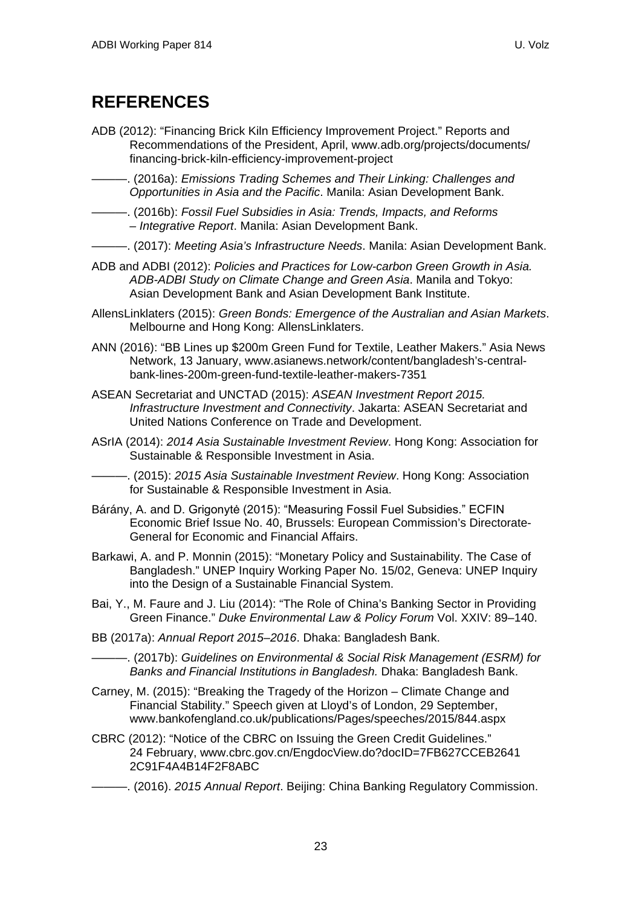# REFERENCES

ADB (2012): "Financing Brick Kiln Efficiency Improvement Project." Reports and Recommendations of the President, April, www.adb.org/projects/documents/financing-brick-kiln-efficiency-improvement-project

———. (2016a): *Emissions Trading Schemes and Their Linking: Challenges and Opportunities in Asia and the Pacific*. Manila: Asian Development Bank.

———. (2016b): *Fossil Fuel Subsidies in Asia: Trends, Impacts, and Reforms – Integrative Report*. Manila: Asian Development Bank.

———. (2017): *Meeting Asia's Infrastructure Needs*. Manila: Asian Development Bank.

ADB and ADBI (2012): *Policies and Practices for Low-carbon Green Growth in Asia. ADB-ADBI Study on Climate Change and Green Asia*. Manila and Tokyo: Asian Development Bank and Asian Development Bank Institute.

AllensLinklaters (2015): *Green Bonds: Emergence of the Australian and Asian Markets*. Melbourne and Hong Kong: AllensLinklaters.

ANN (2016): "BB Lines up $200m Green Fund for Textile, Leather Makers." Asia News Network, 13 January, www.asianews.network/content/bangladesh's-central-bank-lines-200m-green-fund-textile-leather-makers-7351

ASEAN Secretariat and UNCTAD (2015): *ASEAN Investment Report 2015. Infrastructure Investment and Connectivity*. Jakarta: ASEAN Secretariat and United Nations Conference on Trade and Development.

ASrIA (2014): *2014 Asia Sustainable Investment Review*. Hong Kong: Association for Sustainable & Responsible Investment in Asia.

———. (2015): *2015 Asia Sustainable Investment Review*. Hong Kong: Association for Sustainable & Responsible Investment in Asia.

Bárány, A. and D. Grigonytė (2015): "Measuring Fossil Fuel Subsidies." ECFIN Economic Brief Issue No. 40, Brussels: European Commission's Directorate-General for Economic and Financial Affairs.

Barkawi, A. and P. Monnin (2015): "Monetary Policy and Sustainability. The Case of Bangladesh." UNEP Inquiry Working Paper No. 15/02, Geneva: UNEP Inquiry into the Design of a Sustainable Financial System.

Bai, Y., M. Faure and J. Liu (2014): "The Role of China's Banking Sector in Providing Green Finance." *Duke Environmental Law & Policy Forum* Vol. XXIV: 89–140.

BB (2017a): *Annual Report 2015–2016*. Dhaka: Bangladesh Bank.

———. (2017b): *Guidelines on Environmental & Social Risk Management (ESRM) for Banks and Financial Institutions in Bangladesh.* Dhaka: Bangladesh Bank.

Carney, M. (2015): "Breaking the Tragedy of the Horizon – Climate Change and Financial Stability." Speech given at Lloyd's of London, 29 September, www.bankofengland.co.uk/publications/Pages/speeches/2015/844.aspx

CBRC (2012): "Notice of the CBRC on Issuing the Green Credit Guidelines." 24 February, www.cbrc.gov.cn/EngdocView.do?docID=7FB627CCEB2641 2C91F4A4B14F2F8ABC

———. (2016). *2015 Annual Report*. Beijing: China Banking Regulatory Commission.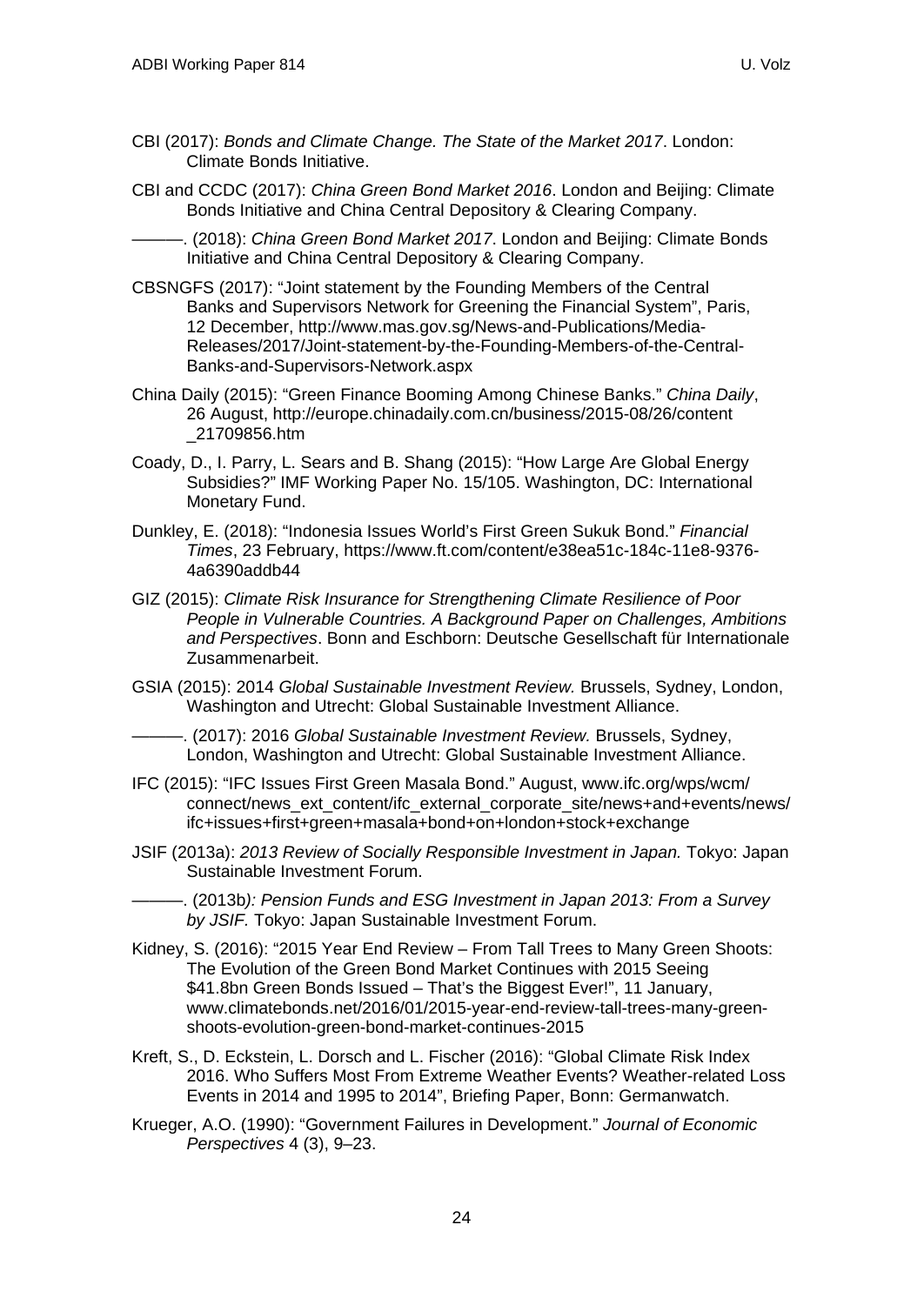CBI (2017): *Bonds and Climate Change. The State of the Market 2017*. London: Climate Bonds Initiative.

CBI and CCDC (2017): *China Green Bond Market 2016*. London and Beijing: Climate Bonds Initiative and China Central Depository & Clearing Company.

———. (2018): *China Green Bond Market 2017*. London and Beijing: Climate Bonds Initiative and China Central Depository & Clearing Company.

CBSNGFS (2017): "Joint statement by the Founding Members of the Central Banks and Supervisors Network for Greening the Financial System", Paris, 12 December, http://www.mas.gov.sg/News-and-Publications/Media-Releases/2017/Joint-statement-by-the-Founding-Members-of-the-Central-Banks-and-Supervisors-Network.aspx

China Daily (2015): "Green Finance Booming Among Chinese Banks." *China Daily*, 26 August, http://europe.chinadaily.com.cn/business/2015-08/26/content_21709856.htm

Coady, D., I. Parry, L. Sears and B. Shang (2015): "How Large Are Global Energy Subsidies?" IMF Working Paper No. 15/105. Washington, DC: International Monetary Fund.

Dunkley, E. (2018): "Indonesia Issues World's First Green Sukuk Bond." *Financial Times*, 23 February, https://www.ft.com/content/e38ea51c-184c-11e8-9376-4a6390addb44

GIZ (2015): *Climate Risk Insurance for Strengthening Climate Resilience of Poor People in Vulnerable Countries. A Background Paper on Challenges, Ambitions and Perspectives*. Bonn and Eschborn: Deutsche Gesellschaft für Internationale Zusammenarbeit.

GSIA (2015): 2014 *Global Sustainable Investment Review.* Brussels, Sydney, London, Washington and Utrecht: Global Sustainable Investment Alliance.

———. (2017): 2016 *Global Sustainable Investment Review.* Brussels, Sydney, London, Washington and Utrecht: Global Sustainable Investment Alliance.

IFC (2015): "IFC Issues First Green Masala Bond." August, www.ifc.org/wps/wcm/connect/news_ext_content/ifc_external_corporate_site/news+and+events/news/ifc+issues+first+green+masala+bond+on+london+stock+exchange

JSIF (2013a): *2013 Review of Socially Responsible Investment in Japan.* Tokyo: Japan Sustainable Investment Forum.

———. (2013b*): Pension Funds and ESG Investment in Japan 2013: From a Survey by JSIF.* Tokyo: Japan Sustainable Investment Forum.

Kidney, S. (2016): "2015 Year End Review – From Tall Trees to Many Green Shoots: The Evolution of the Green Bond Market Continues with 2015 Seeing $41.8bn Green Bonds Issued – That's the Biggest Ever!", 11 January, www.climatebonds.net/2016/01/2015-year-end-review-tall-trees-many-green-shoots-evolution-green-bond-market-continues-2015

Kreft, S., D. Eckstein, L. Dorsch and L. Fischer (2016): "Global Climate Risk Index 2016. Who Suffers Most From Extreme Weather Events? Weather-related Loss Events in 2014 and 1995 to 2014", Briefing Paper, Bonn: Germanwatch.

Krueger, A.O. (1990): "Government Failures in Development." *Journal of Economic Perspectives* 4 (3), 9–23.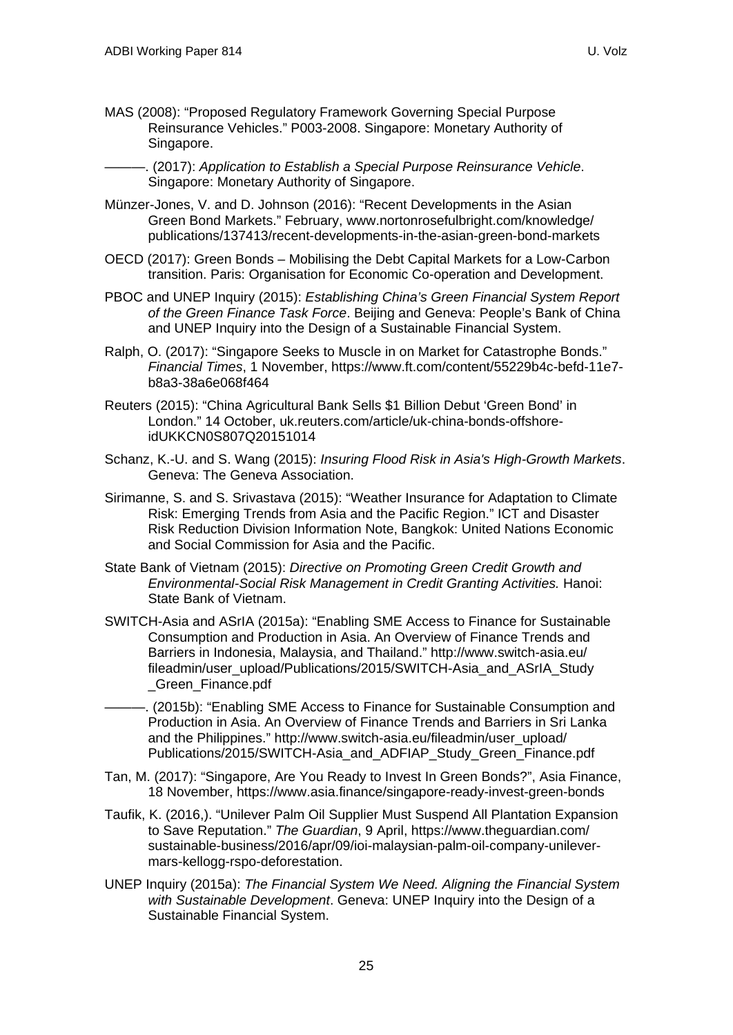MAS (2008): "Proposed Regulatory Framework Governing Special Purpose Reinsurance Vehicles." P003-2008. Singapore: Monetary Authority of Singapore.

———. (2017): *Application to Establish a Special Purpose Reinsurance Vehicle*. Singapore: Monetary Authority of Singapore.

Münzer-Jones, V. and D. Johnson (2016): "Recent Developments in the Asian Green Bond Markets." February, www.nortonrosefulbright.com/knowledge/publications/137413/recent-developments-in-the-asian-green-bond-markets

OECD (2017): Green Bonds – Mobilising the Debt Capital Markets for a Low-Carbon transition. Paris: Organisation for Economic Co-operation and Development.

PBOC and UNEP Inquiry (2015): *Establishing China's Green Financial System Report of the Green Finance Task Force*. Beijing and Geneva: People's Bank of China and UNEP Inquiry into the Design of a Sustainable Financial System.

Ralph, O. (2017): "Singapore Seeks to Muscle in on Market for Catastrophe Bonds." *Financial Times*, 1 November, https://www.ft.com/content/55229b4c-befd-11e7-b8a3-38a6e068f464

Reuters (2015): "China Agricultural Bank Sells $1 Billion Debut 'Green Bond' in London." 14 October, uk.reuters.com/article/uk-china-bonds-offshore-idUKKCN0S807Q20151014

Schanz, K.-U. and S. Wang (2015): *Insuring Flood Risk in Asia's High-Growth Markets*. Geneva: The Geneva Association.

Sirimanne, S. and S. Srivastava (2015): "Weather Insurance for Adaptation to Climate Risk: Emerging Trends from Asia and the Pacific Region." ICT and Disaster Risk Reduction Division Information Note, Bangkok: United Nations Economic and Social Commission for Asia and the Pacific.

State Bank of Vietnam (2015): *Directive on Promoting Green Credit Growth and Environmental-Social Risk Management in Credit Granting Activities.* Hanoi: State Bank of Vietnam.

SWITCH-Asia and ASrIA (2015a): "Enabling SME Access to Finance for Sustainable Consumption and Production in Asia. An Overview of Finance Trends and Barriers in Indonesia, Malaysia, and Thailand." http://www.switch-asia.eu/fileadmin/user_upload/Publications/2015/SWITCH-Asia_and_ASrIA_Study_Green_Finance.pdf

———. (2015b): "Enabling SME Access to Finance for Sustainable Consumption and Production in Asia. An Overview of Finance Trends and Barriers in Sri Lanka and the Philippines." http://www.switch-asia.eu/fileadmin/user_upload/Publications/2015/SWITCH-Asia_and_ADFIAP_Study_Green_Finance.pdf

Tan, M. (2017): "Singapore, Are You Ready to Invest In Green Bonds?", Asia Finance, 18 November, https://www.asia.finance/singapore-ready-invest-green-bonds

Taufik, K. (2016,). "Unilever Palm Oil Supplier Must Suspend All Plantation Expansion to Save Reputation." *The Guardian*, 9 April, https://www.theguardian.com/sustainable-business/2016/apr/09/ioi-malaysian-palm-oil-company-unilever-mars-kellogg-rspo-deforestation.

UNEP Inquiry (2015a): *The Financial System We Need. Aligning the Financial System with Sustainable Development*. Geneva: UNEP Inquiry into the Design of a Sustainable Financial System.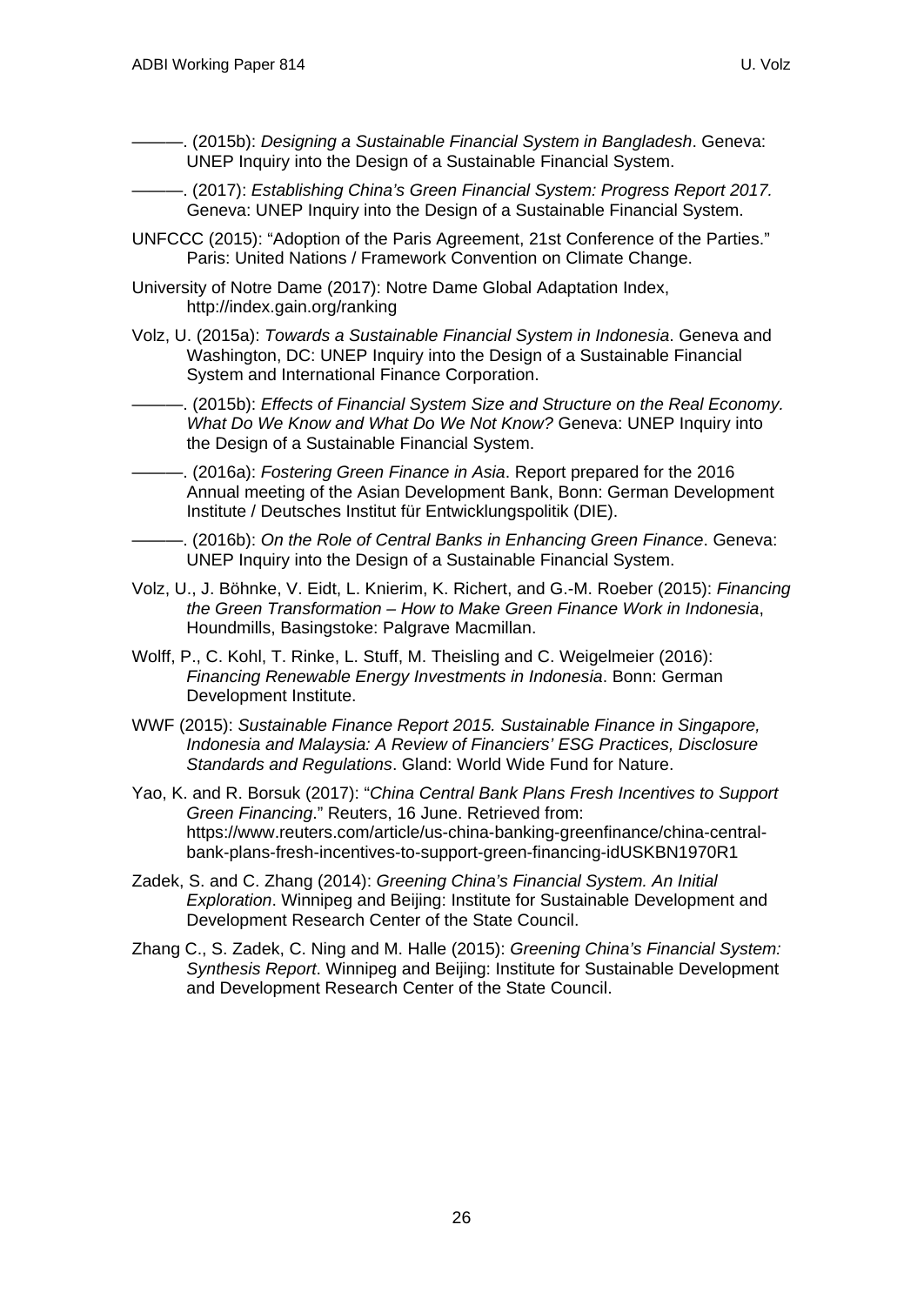———. (2015b): *Designing a Sustainable Financial System in Bangladesh*. Geneva: UNEP Inquiry into the Design of a Sustainable Financial System.

———. (2017): *Establishing China's Green Financial System: Progress Report 2017.* Geneva: UNEP Inquiry into the Design of a Sustainable Financial System.

UNFCCC (2015): "Adoption of the Paris Agreement, 21st Conference of the Parties." Paris: United Nations / Framework Convention on Climate Change.

University of Notre Dame (2017): Notre Dame Global Adaptation Index, http://index.gain.org/ranking

Volz, U. (2015a): *Towards a Sustainable Financial System in Indonesia*. Geneva and Washington, DC: UNEP Inquiry into the Design of a Sustainable Financial System and International Finance Corporation.

———. (2015b): *Effects of Financial System Size and Structure on the Real Economy. What Do We Know and What Do We Not Know?* Geneva: UNEP Inquiry into the Design of a Sustainable Financial System.

———. (2016a): *Fostering Green Finance in Asia*. Report prepared for the 2016 Annual meeting of the Asian Development Bank, Bonn: German Development Institute / Deutsches Institut für Entwicklungspolitik (DIE).

———. (2016b): *On the Role of Central Banks in Enhancing Green Finance*. Geneva: UNEP Inquiry into the Design of a Sustainable Financial System.

Volz, U., J. Böhnke, V. Eidt, L. Knierim, K. Richert, and G.-M. Roeber (2015): *Financing the Green Transformation – How to Make Green Finance Work in Indonesia*, Houndmills, Basingstoke: Palgrave Macmillan.

Wolff, P., C. Kohl, T. Rinke, L. Stuff, M. Theisling and C. Weigelmeier (2016): *Financing Renewable Energy Investments in Indonesia*. Bonn: German Development Institute.

WWF (2015): *Sustainable Finance Report 2015. Sustainable Finance in Singapore, Indonesia and Malaysia: A Review of Financiers' ESG Practices, Disclosure Standards and Regulations*. Gland: World Wide Fund for Nature.

Yao, K. and R. Borsuk (2017): "*China Central Bank Plans Fresh Incentives to Support Green Financing*." Reuters, 16 June. Retrieved from: https://www.reuters.com/article/us-china-banking-greenfinance/china-central-bank-plans-fresh-incentives-to-support-green-financing-idUSKBN1970R1

Zadek, S. and C. Zhang (2014): *Greening China's Financial System. An Initial Exploration*. Winnipeg and Beijing: Institute for Sustainable Development and Development Research Center of the State Council.

Zhang C., S. Zadek, C. Ning and M. Halle (2015): *Greening China's Financial System: Synthesis Report*. Winnipeg and Beijing: Institute for Sustainable Development and Development Research Center of the State Council.